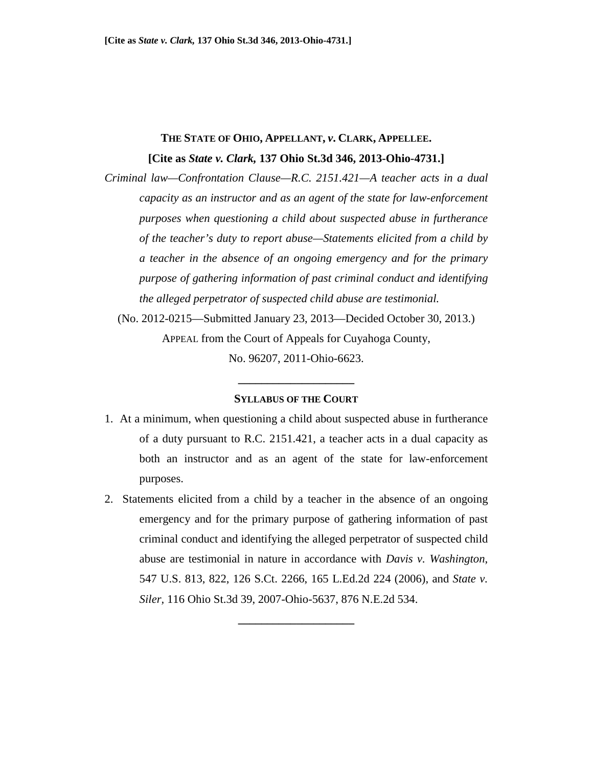**THE STATE OF OHIO, APPELLANT, *v*. CLARK, APPELLEE.**

**[Cite as *State v. Clark*, 137 Ohio St.3d 346, 2013-Ohio-4731.]**

*Criminal law—Confrontation Clause—R.C. 2151.421—A teacher acts in a dual capacity as an instructor and as an agent of the state for law-enforcement purposes when questioning a child about suspected abuse in furtherance of the teacher's duty to report abuse—Statements elicited from a child by a teacher in the absence of an ongoing emergency and for the primary purpose of gathering information of past criminal conduct and identifying the alleged perpetrator of suspected child abuse are testimonial.*

(No. 2012-0215—Submitted January 23, 2013—Decided October 30, 2013.)

APPEAL from the Court of Appeals for Cuyahoga County,

No. 96207, 2011-Ohio-6623.

---

**SYLLABUS OF THE COURT**

1. At a minimum, when questioning a child about suspected abuse in furtherance of a duty pursuant to R.C. 2151.421, a teacher acts in a dual capacity as both an instructor and as an agent of the state for law-enforcement purposes.
2. Statements elicited from a child by a teacher in the absence of an ongoing emergency and for the primary purpose of gathering information of past criminal conduct and identifying the alleged perpetrator of suspected child abuse are testimonial in nature in accordance with *Davis v. Washington*, 547 U.S. 813, 822, 126 S.Ct. 2266, 165 L.Ed.2d 224 (2006), and *State v. Siler*, 116 Ohio St.3d 39, 2007-Ohio-5637, 876 N.E.2d 534.

---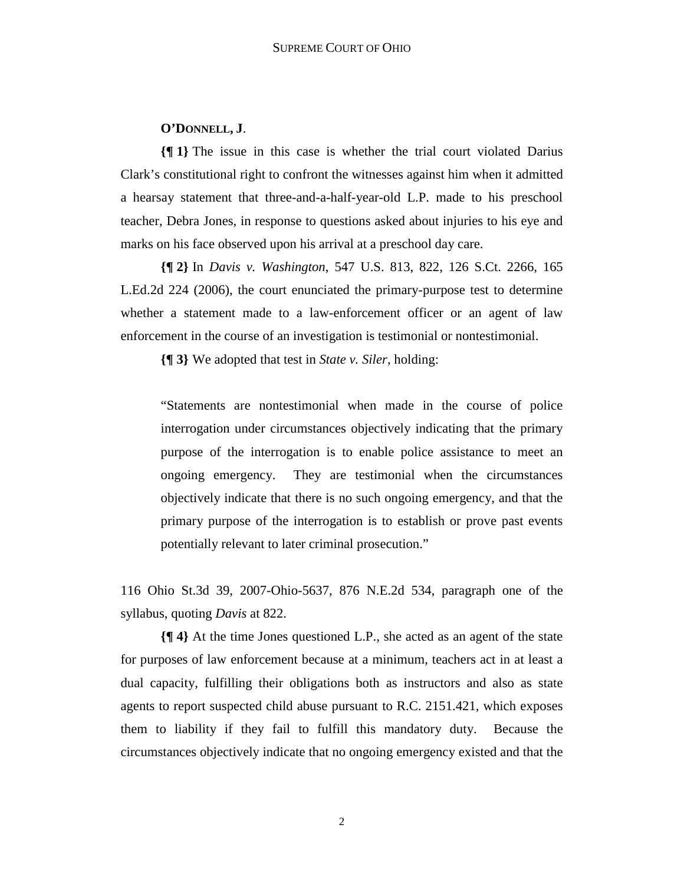**O'DONNELL, J.**

**{¶ 1}** The issue in this case is whether the trial court violated Darius Clark's constitutional right to confront the witnesses against him when it admitted a hearsay statement that three-and-a-half-year-old L.P. made to his preschool teacher, Debra Jones, in response to questions asked about injuries to his eye and marks on his face observed upon his arrival at a preschool day care.

**{¶ 2}** In *Davis v. Washington*, 547 U.S. 813, 822, 126 S.Ct. 2266, 165 L.Ed.2d 224 (2006), the court enunciated the primary-purpose test to determine whether a statement made to a law-enforcement officer or an agent of law enforcement in the course of an investigation is testimonial or nontestimonial.

**{¶ 3}** We adopted that test in *State v. Siler*, holding:

> "Statements are nontestimonial when made in the course of police interrogation under circumstances objectively indicating that the primary purpose of the interrogation is to enable police assistance to meet an ongoing emergency. They are testimonial when the circumstances objectively indicate that there is no such ongoing emergency, and that the primary purpose of the interrogation is to establish or prove past events potentially relevant to later criminal prosecution."

116 Ohio St.3d 39, 2007-Ohio-5637, 876 N.E.2d 534, paragraph one of the syllabus, quoting *Davis* at 822.

**{¶ 4}** At the time Jones questioned L.P., she acted as an agent of the state for purposes of law enforcement because at a minimum, teachers act in at least a dual capacity, fulfilling their obligations both as instructors and also as state agents to report suspected child abuse pursuant to R.C. 2151.421, which exposes them to liability if they fail to fulfill this mandatory duty. Because the circumstances objectively indicate that no ongoing emergency existed and that the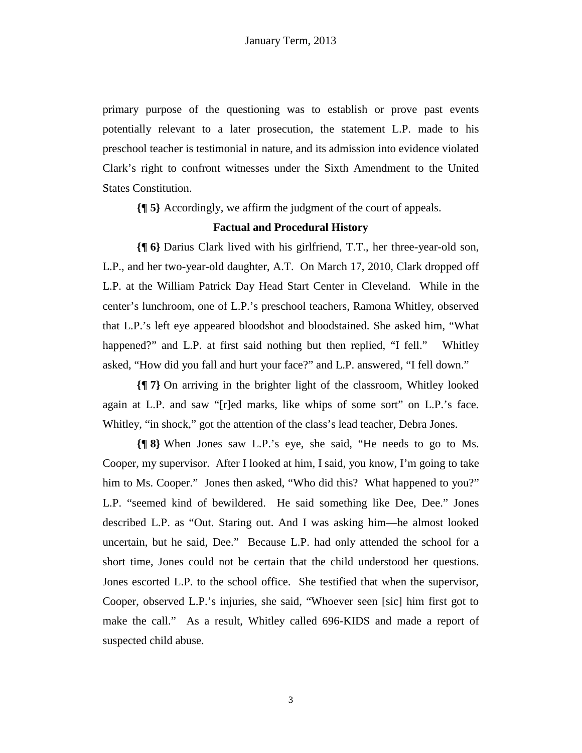primary purpose of the questioning was to establish or prove past events potentially relevant to a later prosecution, the statement L.P. made to his preschool teacher is testimonial in nature, and its admission into evidence violated Clark's right to confront witnesses under the Sixth Amendment to the United States Constitution.

**{¶ 5}** Accordingly, we affirm the judgment of the court of appeals.

## Factual and Procedural History

**{¶ 6}** Darius Clark lived with his girlfriend, T.T., her three-year-old son, L.P., and her two-year-old daughter, A.T. On March 17, 2010, Clark dropped off L.P. at the William Patrick Day Head Start Center in Cleveland. While in the center's lunchroom, one of L.P.'s preschool teachers, Ramona Whitley, observed that L.P.'s left eye appeared bloodshot and bloodstained. She asked him, "What happened?" and L.P. at first said nothing but then replied, "I fell." Whitley asked, "How did you fall and hurt your face?" and L.P. answered, "I fell down."

**{¶ 7}** On arriving in the brighter light of the classroom, Whitley looked again at L.P. and saw "[r]ed marks, like whips of some sort" on L.P.'s face. Whitley, "in shock," got the attention of the class's lead teacher, Debra Jones.

**{¶ 8}** When Jones saw L.P.'s eye, she said, "He needs to go to Ms. Cooper, my supervisor. After I looked at him, I said, you know, I'm going to take him to Ms. Cooper." Jones then asked, "Who did this? What happened to you?" L.P. "seemed kind of bewildered. He said something like Dee, Dee." Jones described L.P. as "Out. Staring out. And I was asking him—he almost looked uncertain, but he said, Dee." Because L.P. had only attended the school for a short time, Jones could not be certain that the child understood her questions. Jones escorted L.P. to the school office. She testified that when the supervisor, Cooper, observed L.P.'s injuries, she said, "Whoever seen [sic] him first got to make the call." As a result, Whitley called 696-KIDS and made a report of suspected child abuse.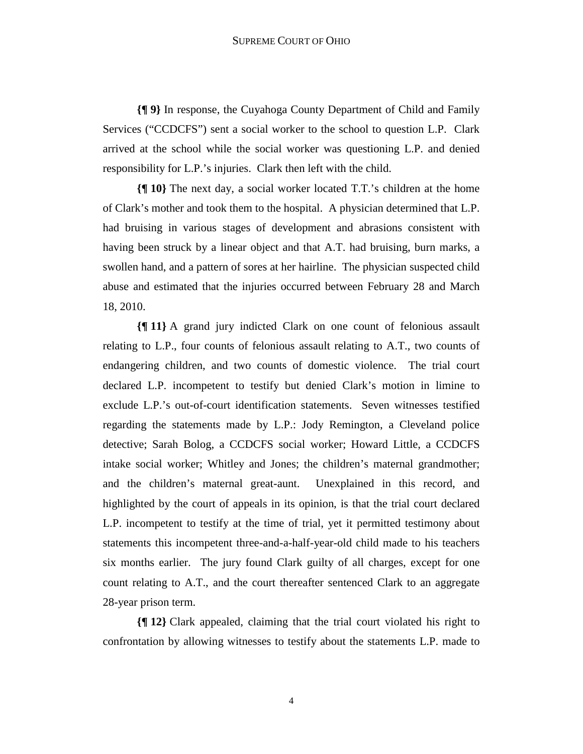**{¶ 9}** In response, the Cuyahoga County Department of Child and Family Services ("CCDCFS") sent a social worker to the school to question L.P. Clark arrived at the school while the social worker was questioning L.P. and denied responsibility for L.P.'s injuries. Clark then left with the child.

**{¶ 10}** The next day, a social worker located T.T.'s children at the home of Clark's mother and took them to the hospital. A physician determined that L.P. had bruising in various stages of development and abrasions consistent with having been struck by a linear object and that A.T. had bruising, burn marks, a swollen hand, and a pattern of sores at her hairline. The physician suspected child abuse and estimated that the injuries occurred between February 28 and March 18, 2010.

**{¶ 11}** A grand jury indicted Clark on one count of felonious assault relating to L.P., four counts of felonious assault relating to A.T., two counts of endangering children, and two counts of domestic violence. The trial court declared L.P. incompetent to testify but denied Clark's motion in limine to exclude L.P.'s out-of-court identification statements. Seven witnesses testified regarding the statements made by L.P.: Jody Remington, a Cleveland police detective; Sarah Bolog, a CCDCFS social worker; Howard Little, a CCDCFS intake social worker; Whitley and Jones; the children's maternal grandmother; and the children's maternal great-aunt. Unexplained in this record, and highlighted by the court of appeals in its opinion, is that the trial court declared L.P. incompetent to testify at the time of trial, yet it permitted testimony about statements this incompetent three-and-a-half-year-old child made to his teachers six months earlier. The jury found Clark guilty of all charges, except for one count relating to A.T., and the court thereafter sentenced Clark to an aggregate 28-year prison term.

**{¶ 12}** Clark appealed, claiming that the trial court violated his right to confrontation by allowing witnesses to testify about the statements L.P. made to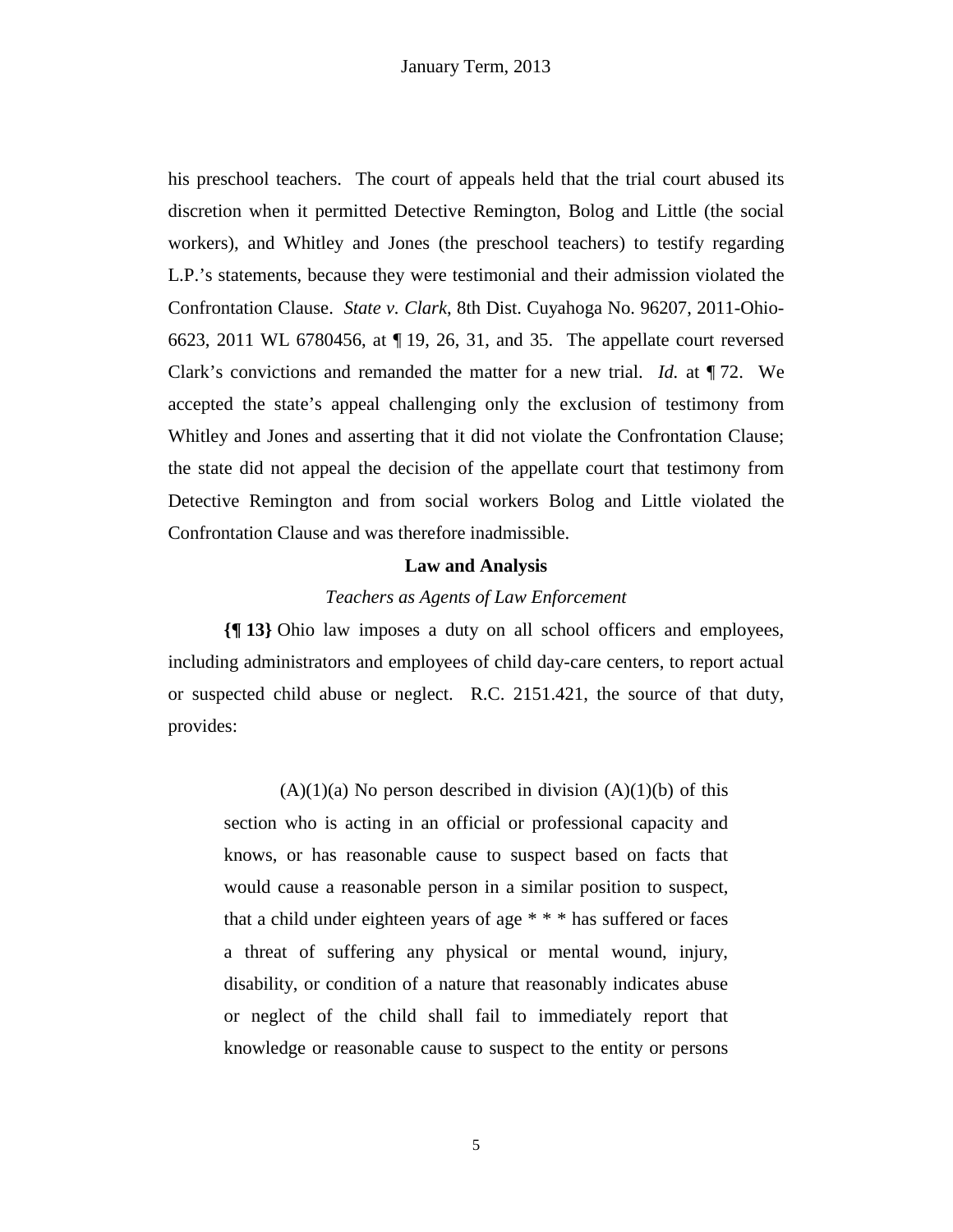his preschool teachers. The court of appeals held that the trial court abused its discretion when it permitted Detective Remington, Bolog and Little (the social workers), and Whitley and Jones (the preschool teachers) to testify regarding L.P.'s statements, because they were testimonial and their admission violated the Confrontation Clause. *State v. Clark*, 8th Dist. Cuyahoga No. 96207, 2011-Ohio-6623, 2011 WL 6780456, at ¶ 19, 26, 31, and 35. The appellate court reversed Clark's convictions and remanded the matter for a new trial. *Id.* at ¶ 72. We accepted the state's appeal challenging only the exclusion of testimony from Whitley and Jones and asserting that it did not violate the Confrontation Clause; the state did not appeal the decision of the appellate court that testimony from Detective Remington and from social workers Bolog and Little violated the Confrontation Clause and was therefore inadmissible.

## Law and Analysis

### *Teachers as Agents of Law Enforcement*

**{¶ 13}** Ohio law imposes a duty on all school officers and employees, including administrators and employees of child day-care centers, to report actual or suspected child abuse or neglect. R.C. 2151.421, the source of that duty, provides:

> (A)(1)(a) No person described in division (A)(1)(b) of this section who is acting in an official or professional capacity and knows, or has reasonable cause to suspect based on facts that would cause a reasonable person in a similar position to suspect, that a child under eighteen years of age * * * has suffered or faces a threat of suffering any physical or mental wound, injury, disability, or condition of a nature that reasonably indicates abuse or neglect of the child shall fail to immediately report that knowledge or reasonable cause to suspect to the entity or persons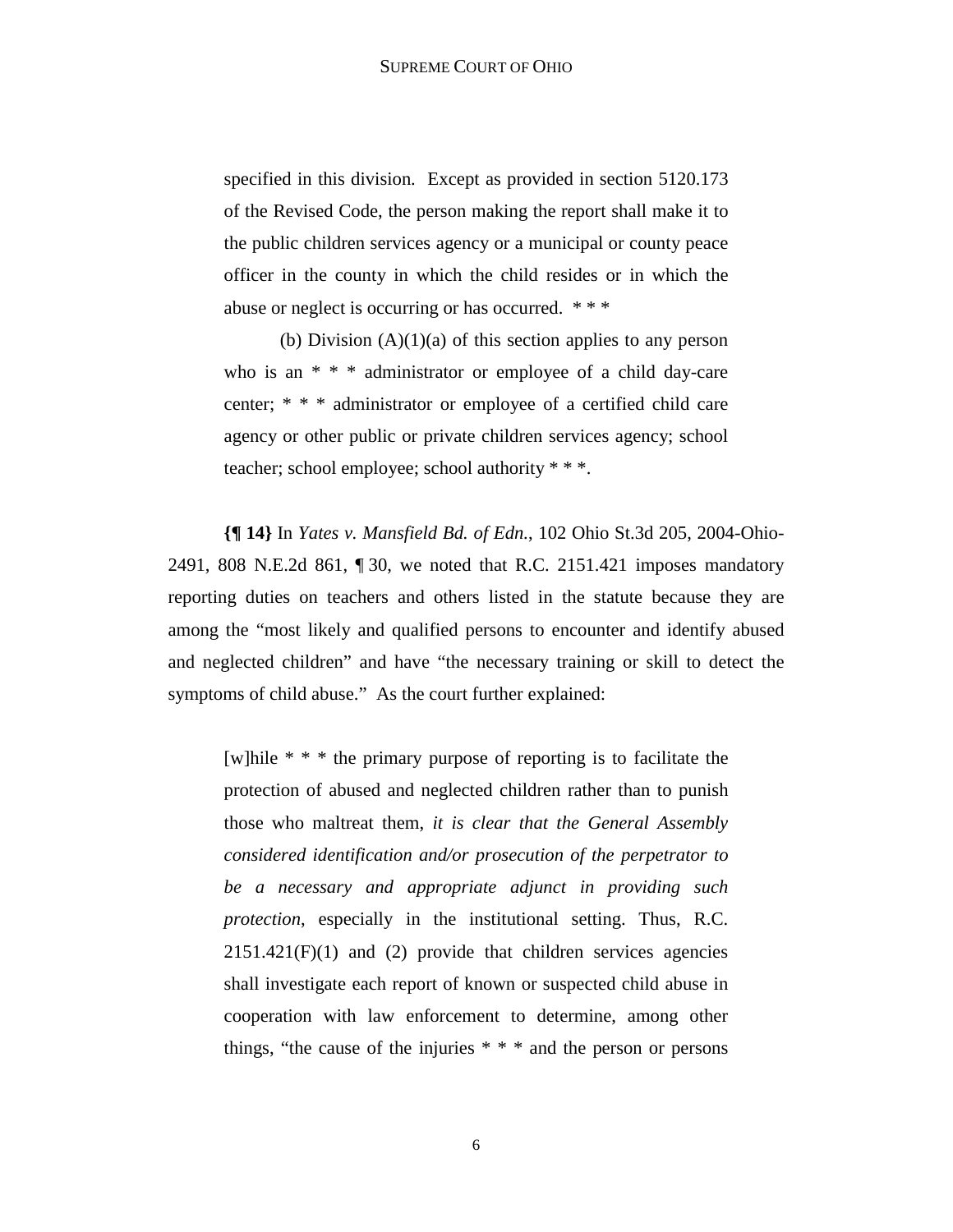> specified in this division. Except as provided in section 5120.173 of the Revised Code, the person making the report shall make it to the public children services agency or a municipal or county peace officer in the county in which the child resides or in which the abuse or neglect is occurring or has occurred. * * *
>
> (b) Division (A)(1)(a) of this section applies to any person who is an * * * administrator or employee of a child day-care center; * * * administrator or employee of a certified child care agency or other public or private children services agency; school teacher; school employee; school authority * * *.

**{¶ 14}** In *Yates v. Mansfield Bd. of Edn.*, 102 Ohio St.3d 205, 2004-Ohio-2491, 808 N.E.2d 861, ¶ 30, we noted that R.C. 2151.421 imposes mandatory reporting duties on teachers and others listed in the statute because they are among the "most likely and qualified persons to encounter and identify abused and neglected children" and have "the necessary training or skill to detect the symptoms of child abuse." As the court further explained:

> [w]hile * * * the primary purpose of reporting is to facilitate the protection of abused and neglected children rather than to punish those who maltreat them, *it is clear that the General Assembly considered identification and/or prosecution of the perpetrator to be a necessary and appropriate adjunct in providing such protection*, especially in the institutional setting. Thus, R.C. 2151.421(F)(1) and (2) provide that children services agencies shall investigate each report of known or suspected child abuse in cooperation with law enforcement to determine, among other things, "the cause of the injuries * * * and the person or persons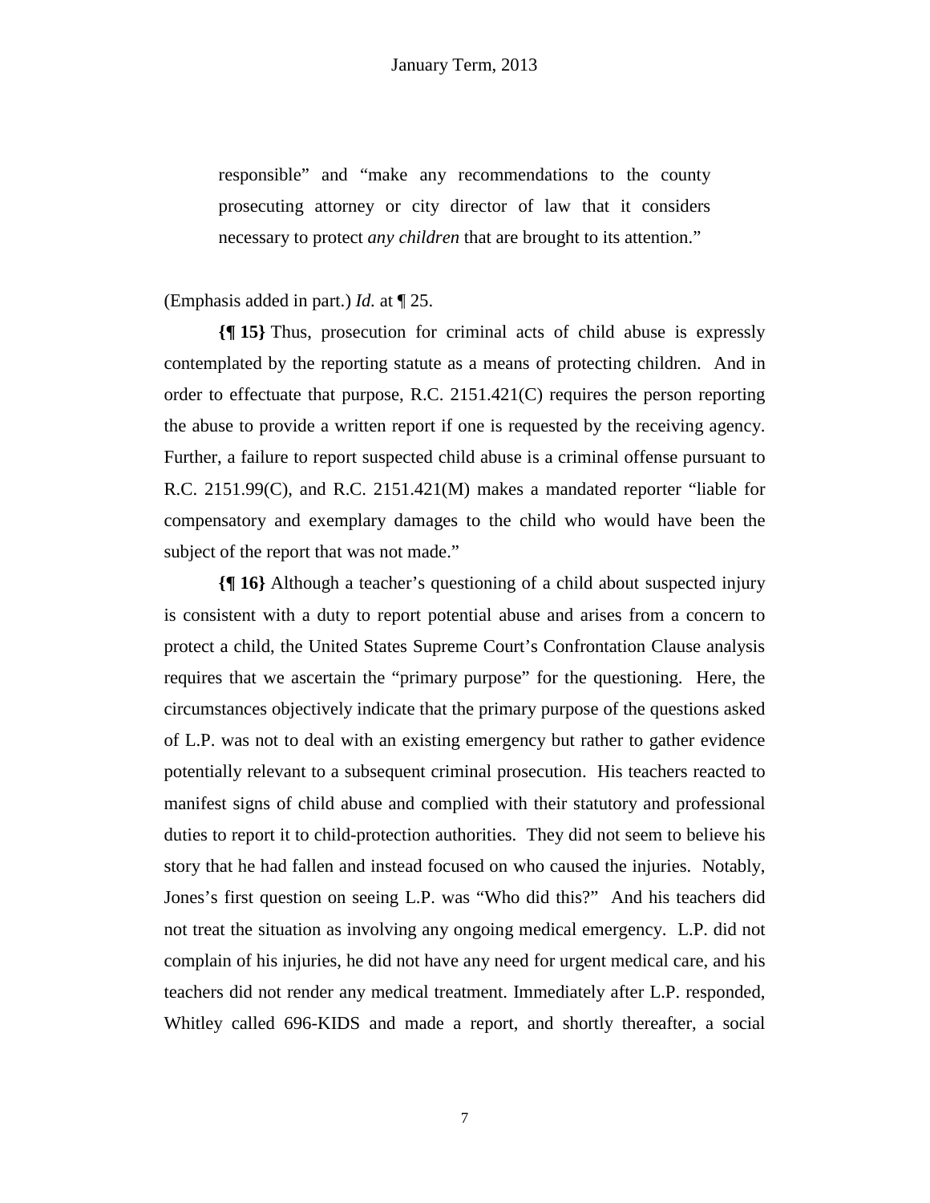> responsible" and "make any recommendations to the county prosecuting attorney or city director of law that it considers necessary to protect *any children* that are brought to its attention."

(Emphasis added in part.) *Id.* at ¶ 25.

**{¶ 15}** Thus, prosecution for criminal acts of child abuse is expressly contemplated by the reporting statute as a means of protecting children. And in order to effectuate that purpose, R.C. 2151.421(C) requires the person reporting the abuse to provide a written report if one is requested by the receiving agency. Further, a failure to report suspected child abuse is a criminal offense pursuant to R.C. 2151.99(C), and R.C. 2151.421(M) makes a mandated reporter "liable for compensatory and exemplary damages to the child who would have been the subject of the report that was not made."

**{¶ 16}** Although a teacher's questioning of a child about suspected injury is consistent with a duty to report potential abuse and arises from a concern to protect a child, the United States Supreme Court's Confrontation Clause analysis requires that we ascertain the "primary purpose" for the questioning. Here, the circumstances objectively indicate that the primary purpose of the questions asked of L.P. was not to deal with an existing emergency but rather to gather evidence potentially relevant to a subsequent criminal prosecution. His teachers reacted to manifest signs of child abuse and complied with their statutory and professional duties to report it to child-protection authorities. They did not seem to believe his story that he had fallen and instead focused on who caused the injuries. Notably, Jones's first question on seeing L.P. was "Who did this?" And his teachers did not treat the situation as involving any ongoing medical emergency. L.P. did not complain of his injuries, he did not have any need for urgent medical care, and his teachers did not render any medical treatment. Immediately after L.P. responded, Whitley called 696-KIDS and made a report, and shortly thereafter, a social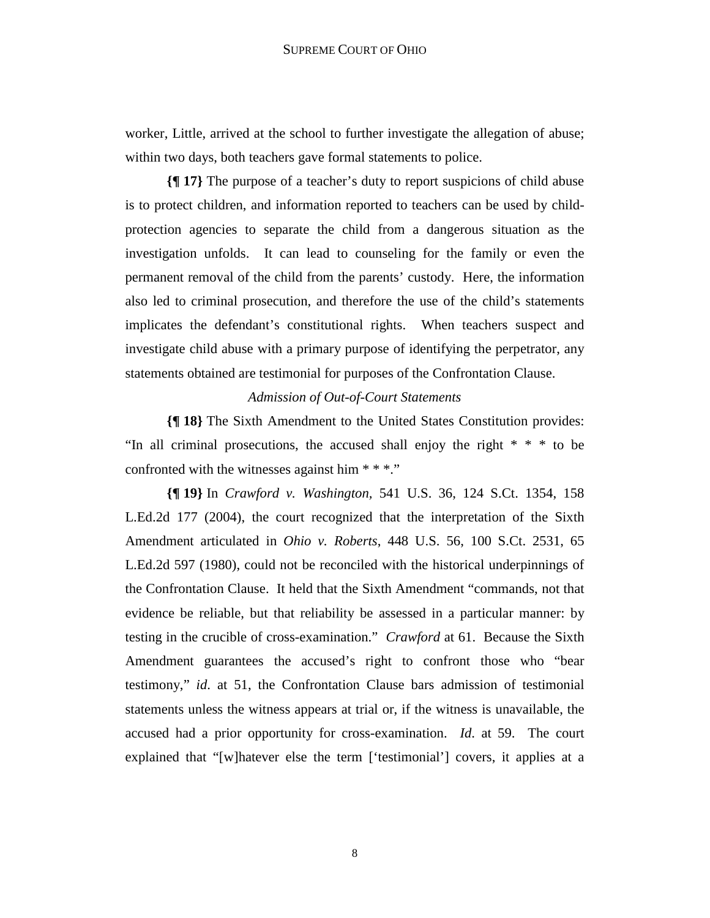worker, Little, arrived at the school to further investigate the allegation of abuse; within two days, both teachers gave formal statements to police.

**{¶ 17}** The purpose of a teacher's duty to report suspicions of child abuse is to protect children, and information reported to teachers can be used by child-protection agencies to separate the child from a dangerous situation as the investigation unfolds. It can lead to counseling for the family or even the permanent removal of the child from the parents' custody. Here, the information also led to criminal prosecution, and therefore the use of the child's statements implicates the defendant's constitutional rights. When teachers suspect and investigate child abuse with a primary purpose of identifying the perpetrator, any statements obtained are testimonial for purposes of the Confrontation Clause.

*Admission of Out-of-Court Statements*

**{¶ 18}** The Sixth Amendment to the United States Constitution provides: "In all criminal prosecutions, the accused shall enjoy the right * * * to be confronted with the witnesses against him * * *."

**{¶ 19}** In *Crawford v. Washington,* 541 U.S. 36, 124 S.Ct. 1354, 158 L.Ed.2d 177 (2004), the court recognized that the interpretation of the Sixth Amendment articulated in *Ohio v. Roberts*, 448 U.S. 56, 100 S.Ct. 2531, 65 L.Ed.2d 597 (1980), could not be reconciled with the historical underpinnings of the Confrontation Clause. It held that the Sixth Amendment "commands, not that evidence be reliable, but that reliability be assessed in a particular manner: by testing in the crucible of cross-examination." *Crawford* at 61. Because the Sixth Amendment guarantees the accused's right to confront those who "bear testimony," *id.* at 51, the Confrontation Clause bars admission of testimonial statements unless the witness appears at trial or, if the witness is unavailable, the accused had a prior opportunity for cross-examination. *Id.* at 59. The court explained that "[w]hatever else the term ['testimonial'] covers, it applies at a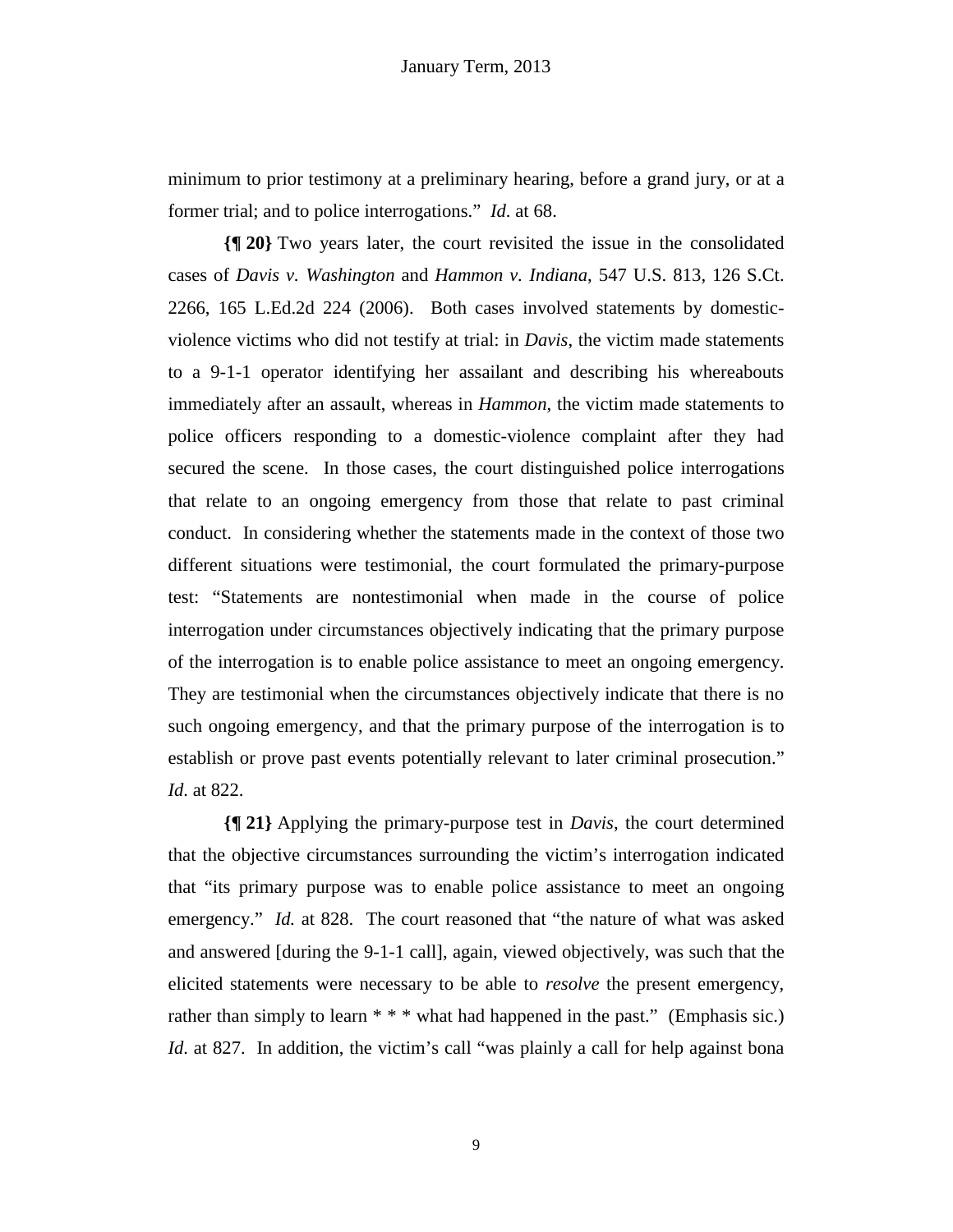minimum to prior testimony at a preliminary hearing, before a grand jury, or at a former trial; and to police interrogations." *Id*. at 68.

**{¶ 20}** Two years later, the court revisited the issue in the consolidated cases of *Davis v. Washington* and *Hammon v. Indiana*, 547 U.S. 813, 126 S.Ct. 2266, 165 L.Ed.2d 224 (2006). Both cases involved statements by domestic-violence victims who did not testify at trial: in *Davis*, the victim made statements to a 9-1-1 operator identifying her assailant and describing his whereabouts immediately after an assault, whereas in *Hammon*, the victim made statements to police officers responding to a domestic-violence complaint after they had secured the scene. In those cases, the court distinguished police interrogations that relate to an ongoing emergency from those that relate to past criminal conduct. In considering whether the statements made in the context of those two different situations were testimonial, the court formulated the primary-purpose test: "Statements are nontestimonial when made in the course of police interrogation under circumstances objectively indicating that the primary purpose of the interrogation is to enable police assistance to meet an ongoing emergency. They are testimonial when the circumstances objectively indicate that there is no such ongoing emergency, and that the primary purpose of the interrogation is to establish or prove past events potentially relevant to later criminal prosecution." *Id*. at 822.

**{¶ 21}** Applying the primary-purpose test in *Davis*, the court determined that the objective circumstances surrounding the victim's interrogation indicated that "its primary purpose was to enable police assistance to meet an ongoing emergency." *Id.* at 828. The court reasoned that "the nature of what was asked and answered [during the 9-1-1 call], again, viewed objectively, was such that the elicited statements were necessary to be able to *resolve* the present emergency, rather than simply to learn * * * what had happened in the past." (Emphasis sic.) *Id*. at 827. In addition, the victim's call "was plainly a call for help against bona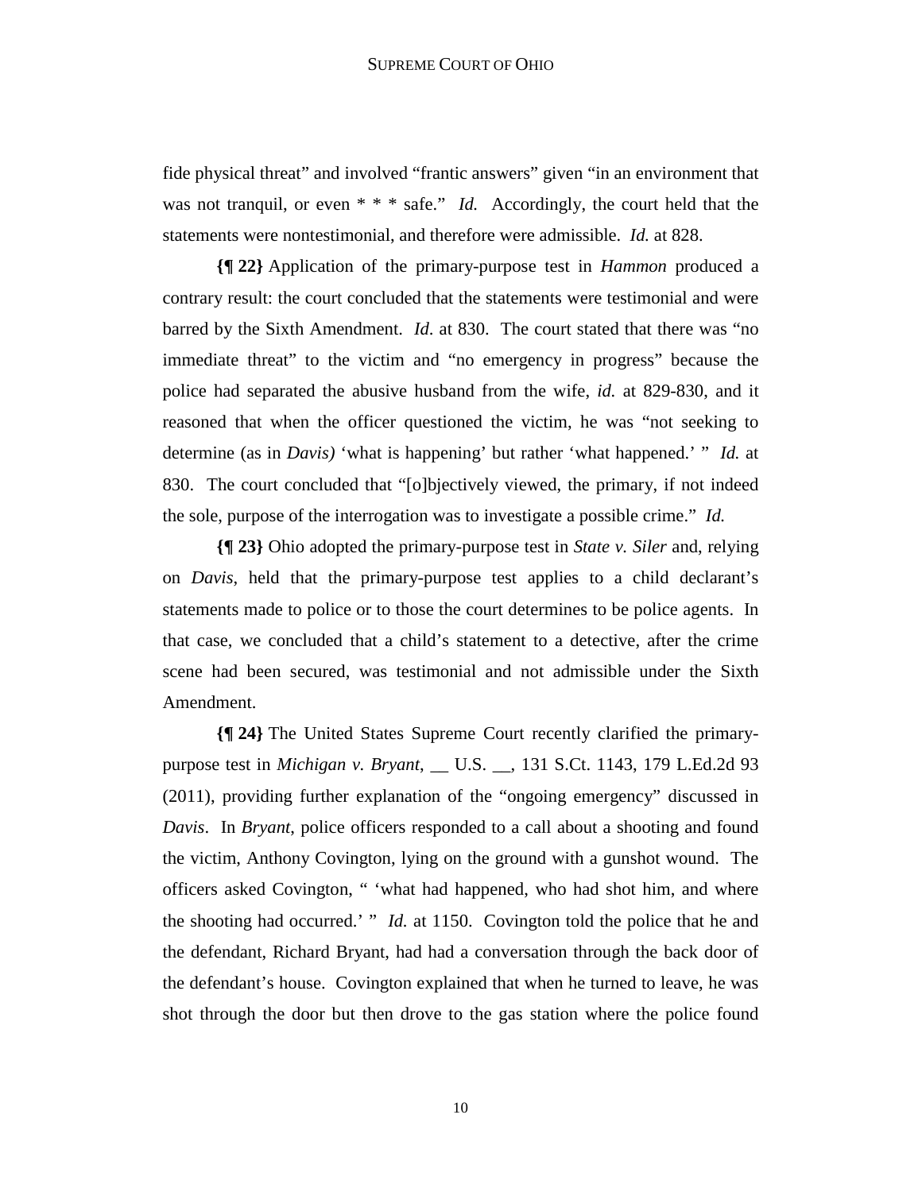fide physical threat" and involved "frantic answers" given "in an environment that was not tranquil, or even * * * safe." *Id.* Accordingly, the court held that the statements were nontestimonial, and therefore were admissible. *Id.* at 828.

**{¶ 22}** Application of the primary-purpose test in *Hammon* produced a contrary result: the court concluded that the statements were testimonial and were barred by the Sixth Amendment. *Id*. at 830. The court stated that there was "no immediate threat" to the victim and "no emergency in progress" because the police had separated the abusive husband from the wife, *id.* at 829-830, and it reasoned that when the officer questioned the victim, he was "not seeking to determine (as in *Davis)* 'what is happening' but rather 'what happened.' " *Id.* at 830. The court concluded that "[o]bjectively viewed, the primary, if not indeed the sole, purpose of the interrogation was to investigate a possible crime." *Id.*

**{¶ 23}** Ohio adopted the primary-purpose test in *State v. Siler* and, relying on *Davis*, held that the primary-purpose test applies to a child declarant's statements made to police or to those the court determines to be police agents. In that case, we concluded that a child's statement to a detective, after the crime scene had been secured, was testimonial and not admissible under the Sixth Amendment.

**{¶ 24}** The United States Supreme Court recently clarified the primary-purpose test in *Michigan v. Bryant*, __ U.S. __, 131 S.Ct. 1143, 179 L.Ed.2d 93 (2011), providing further explanation of the "ongoing emergency" discussed in *Davis*. In *Bryant*, police officers responded to a call about a shooting and found the victim, Anthony Covington, lying on the ground with a gunshot wound. The officers asked Covington, " 'what had happened, who had shot him, and where the shooting had occurred.' " *Id.* at 1150. Covington told the police that he and the defendant, Richard Bryant, had had a conversation through the back door of the defendant's house. Covington explained that when he turned to leave, he was shot through the door but then drove to the gas station where the police found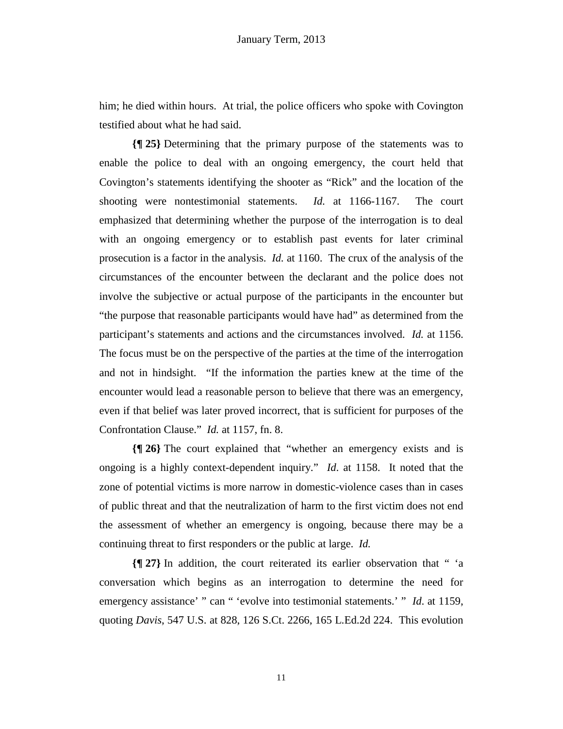him; he died within hours. At trial, the police officers who spoke with Covington testified about what he had said.

**{¶ 25}** Determining that the primary purpose of the statements was to enable the police to deal with an ongoing emergency, the court held that Covington's statements identifying the shooter as "Rick" and the location of the shooting were nontestimonial statements. *Id.* at 1166-1167. The court emphasized that determining whether the purpose of the interrogation is to deal with an ongoing emergency or to establish past events for later criminal prosecution is a factor in the analysis. *Id.* at 1160. The crux of the analysis of the circumstances of the encounter between the declarant and the police does not involve the subjective or actual purpose of the participants in the encounter but "the purpose that reasonable participants would have had" as determined from the participant's statements and actions and the circumstances involved. *Id.* at 1156. The focus must be on the perspective of the parties at the time of the interrogation and not in hindsight. "If the information the parties knew at the time of the encounter would lead a reasonable person to believe that there was an emergency, even if that belief was later proved incorrect, that is sufficient for purposes of the Confrontation Clause." *Id.* at 1157, fn. 8.

**{¶ 26}** The court explained that "whether an emergency exists and is ongoing is a highly context-dependent inquiry." *Id*. at 1158. It noted that the zone of potential victims is more narrow in domestic-violence cases than in cases of public threat and that the neutralization of harm to the first victim does not end the assessment of whether an emergency is ongoing, because there may be a continuing threat to first responders or the public at large. *Id.*

**{¶ 27}** In addition, the court reiterated its earlier observation that " 'a conversation which begins as an interrogation to determine the need for emergency assistance' " can " 'evolve into testimonial statements.' " *Id*. at 1159, quoting *Davis*, 547 U.S. at 828, 126 S.Ct. 2266, 165 L.Ed.2d 224. This evolution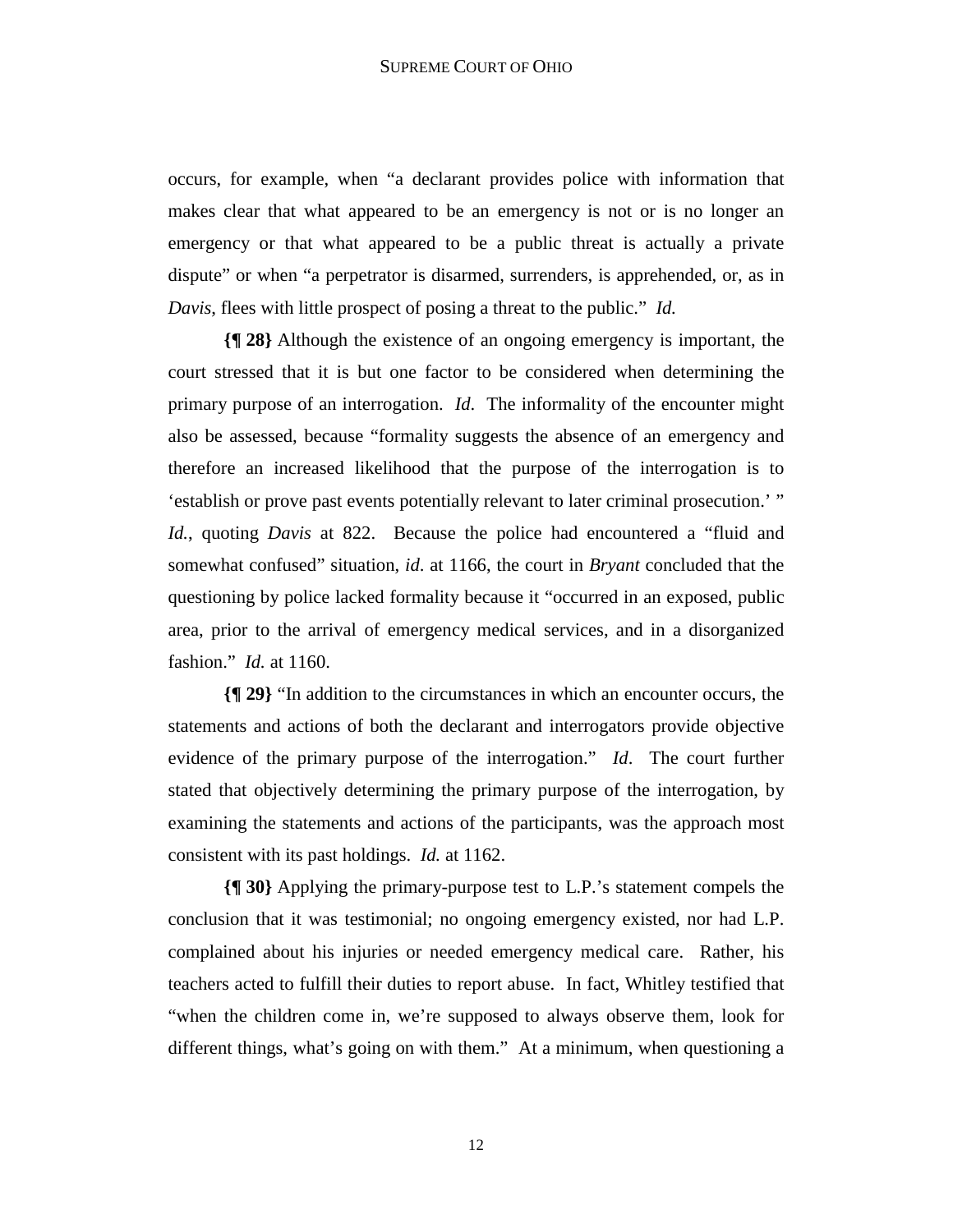occurs, for example, when "a declarant provides police with information that makes clear that what appeared to be an emergency is not or is no longer an emergency or that what appeared to be a public threat is actually a private dispute" or when "a perpetrator is disarmed, surrenders, is apprehended, or, as in *Davis*, flees with little prospect of posing a threat to the public." *Id.*

**{¶ 28}** Although the existence of an ongoing emergency is important, the court stressed that it is but one factor to be considered when determining the primary purpose of an interrogation. *Id*. The informality of the encounter might also be assessed, because "formality suggests the absence of an emergency and therefore an increased likelihood that the purpose of the interrogation is to 'establish or prove past events potentially relevant to later criminal prosecution.' " *Id.*, quoting *Davis* at 822. Because the police had encountered a "fluid and somewhat confused" situation, *id*. at 1166, the court in *Bryant* concluded that the questioning by police lacked formality because it "occurred in an exposed, public area, prior to the arrival of emergency medical services, and in a disorganized fashion." *Id.* at 1160.

**{¶ 29}** "In addition to the circumstances in which an encounter occurs, the statements and actions of both the declarant and interrogators provide objective evidence of the primary purpose of the interrogation." *Id*. The court further stated that objectively determining the primary purpose of the interrogation, by examining the statements and actions of the participants, was the approach most consistent with its past holdings. *Id.* at 1162.

**{¶ 30}** Applying the primary-purpose test to L.P.'s statement compels the conclusion that it was testimonial; no ongoing emergency existed, nor had L.P. complained about his injuries or needed emergency medical care. Rather, his teachers acted to fulfill their duties to report abuse. In fact, Whitley testified that "when the children come in, we're supposed to always observe them, look for different things, what's going on with them." At a minimum, when questioning a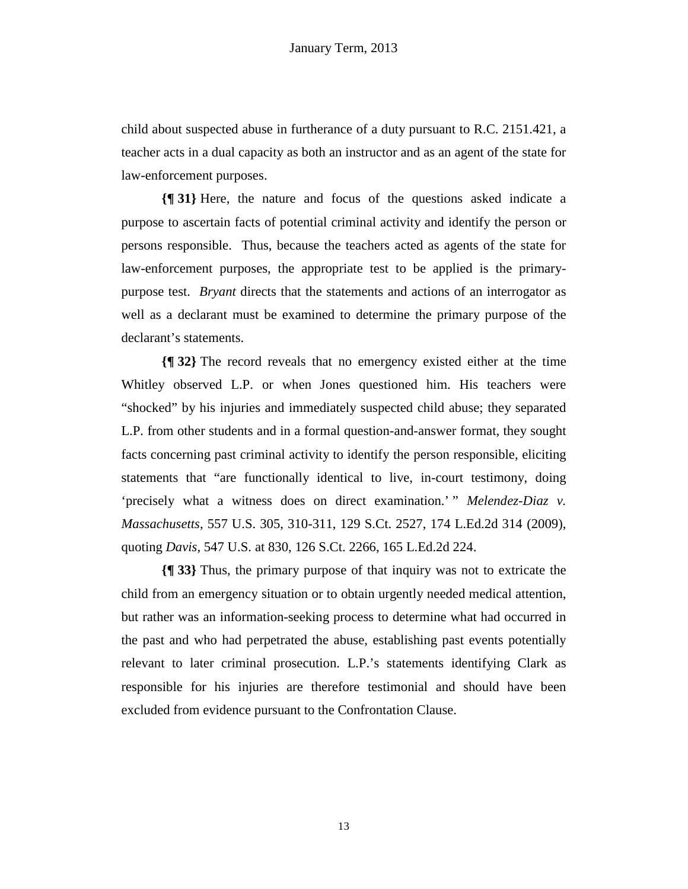child about suspected abuse in furtherance of a duty pursuant to R.C. 2151.421, a teacher acts in a dual capacity as both an instructor and as an agent of the state for law-enforcement purposes.

**{¶ 31}** Here, the nature and focus of the questions asked indicate a purpose to ascertain facts of potential criminal activity and identify the person or persons responsible. Thus, because the teachers acted as agents of the state for law-enforcement purposes, the appropriate test to be applied is the primary-purpose test. *Bryant* directs that the statements and actions of an interrogator as well as a declarant must be examined to determine the primary purpose of the declarant's statements.

**{¶ 32}** The record reveals that no emergency existed either at the time Whitley observed L.P. or when Jones questioned him. His teachers were "shocked" by his injuries and immediately suspected child abuse; they separated L.P. from other students and in a formal question-and-answer format, they sought facts concerning past criminal activity to identify the person responsible, eliciting statements that "are functionally identical to live, in-court testimony, doing 'precisely what a witness does on direct examination.' " *Melendez-Diaz v. Massachusetts*, 557 U.S. 305, 310-311, 129 S.Ct. 2527, 174 L.Ed.2d 314 (2009), quoting *Davis*, 547 U.S. at 830, 126 S.Ct. 2266, 165 L.Ed.2d 224.

**{¶ 33}** Thus, the primary purpose of that inquiry was not to extricate the child from an emergency situation or to obtain urgently needed medical attention, but rather was an information-seeking process to determine what had occurred in the past and who had perpetrated the abuse, establishing past events potentially relevant to later criminal prosecution. L.P.'s statements identifying Clark as responsible for his injuries are therefore testimonial and should have been excluded from evidence pursuant to the Confrontation Clause.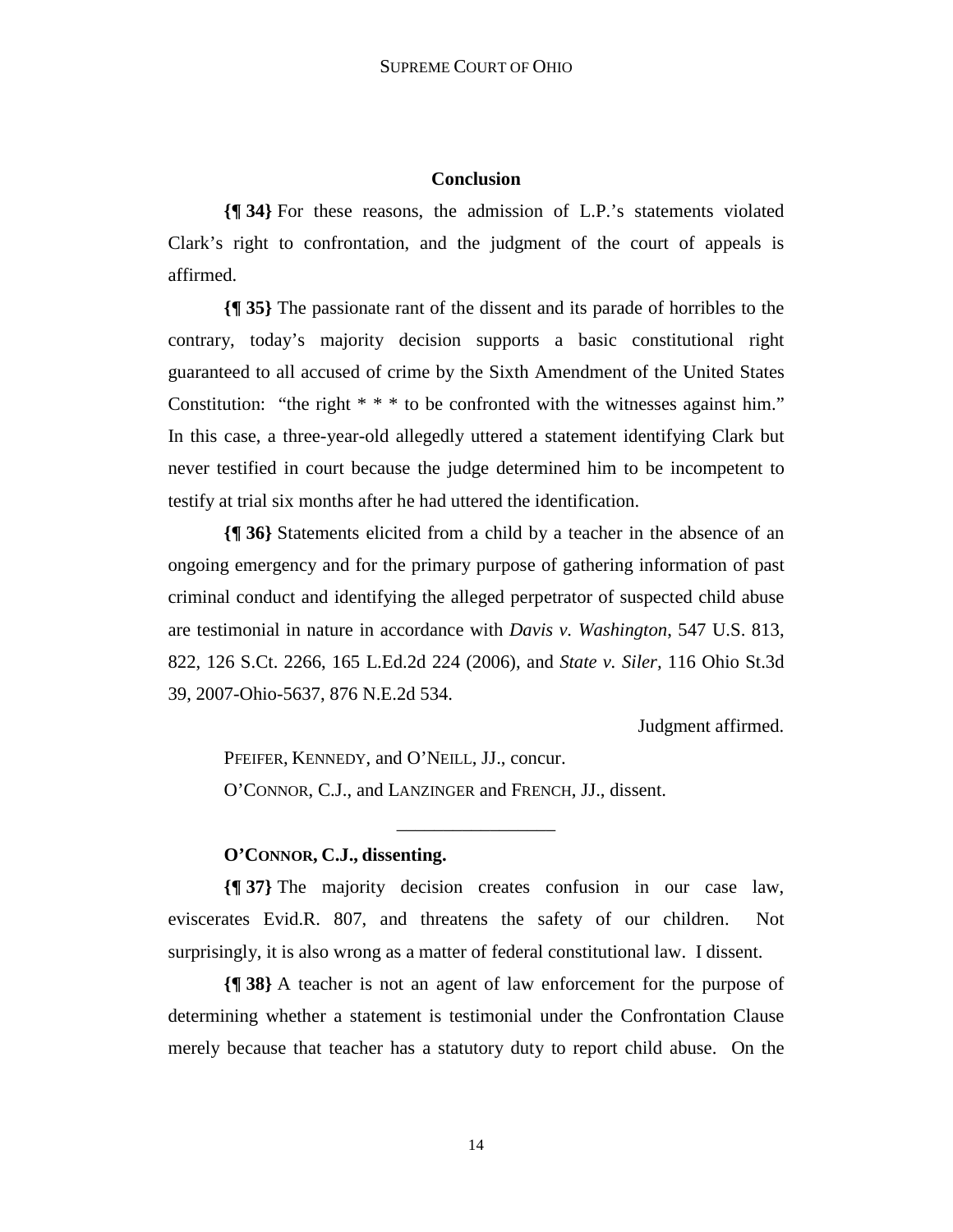## Conclusion

**{¶ 34}** For these reasons, the admission of L.P.'s statements violated Clark's right to confrontation, and the judgment of the court of appeals is affirmed.

**{¶ 35}** The passionate rant of the dissent and its parade of horribles to the contrary, today's majority decision supports a basic constitutional right guaranteed to all accused of crime by the Sixth Amendment of the United States Constitution: "the right * * * to be confronted with the witnesses against him." In this case, a three-year-old allegedly uttered a statement identifying Clark but never testified in court because the judge determined him to be incompetent to testify at trial six months after he had uttered the identification.

**{¶ 36}** Statements elicited from a child by a teacher in the absence of an ongoing emergency and for the primary purpose of gathering information of past criminal conduct and identifying the alleged perpetrator of suspected child abuse are testimonial in nature in accordance with *Davis v. Washington*, 547 U.S. 813, 822, 126 S.Ct. 2266, 165 L.Ed.2d 224 (2006), and *State v. Siler*, 116 Ohio St.3d 39, 2007-Ohio-5637, 876 N.E.2d 534.

Judgment affirmed.

PFEIFER, KENNEDY, and O'NEILL, JJ., concur.

O'CONNOR, C.J., and LANZINGER and FRENCH, JJ., dissent.

---

**O'CONNOR, C.J., dissenting.**

**{¶ 37}** The majority decision creates confusion in our case law, eviscerates Evid.R. 807, and threatens the safety of our children. Not surprisingly, it is also wrong as a matter of federal constitutional law. I dissent.

**{¶ 38}** A teacher is not an agent of law enforcement for the purpose of determining whether a statement is testimonial under the Confrontation Clause merely because that teacher has a statutory duty to report child abuse. On the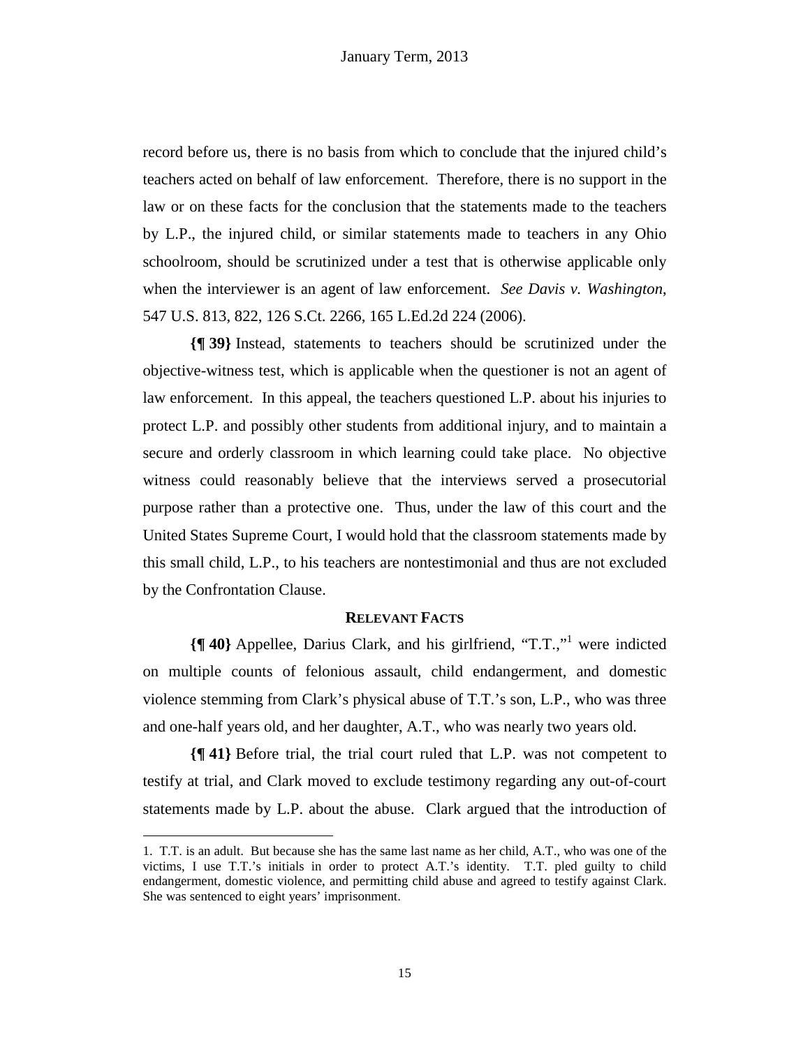record before us, there is no basis from which to conclude that the injured child's teachers acted on behalf of law enforcement. Therefore, there is no support in the law or on these facts for the conclusion that the statements made to the teachers by L.P., the injured child, or similar statements made to teachers in any Ohio schoolroom, should be scrutinized under a test that is otherwise applicable only when the interviewer is an agent of law enforcement. *See Davis v. Washington*, 547 U.S. 813, 822, 126 S.Ct. 2266, 165 L.Ed.2d 224 (2006).

**{¶ 39}** Instead, statements to teachers should be scrutinized under the objective-witness test, which is applicable when the questioner is not an agent of law enforcement. In this appeal, the teachers questioned L.P. about his injuries to protect L.P. and possibly other students from additional injury, and to maintain a secure and orderly classroom in which learning could take place. No objective witness could reasonably believe that the interviews served a prosecutorial purpose rather than a protective one. Thus, under the law of this court and the United States Supreme Court, I would hold that the classroom statements made by this small child, L.P., to his teachers are nontestimonial and thus are not excluded by the Confrontation Clause.

## RELEVANT FACTS

**{¶ 40}** Appellee, Darius Clark, and his girlfriend, "T.T.,"[1] were indicted on multiple counts of felonious assault, child endangerment, and domestic violence stemming from Clark's physical abuse of T.T.'s son, L.P., who was three and one-half years old, and her daughter, A.T., who was nearly two years old.

**{¶ 41}** Before trial, the trial court ruled that L.P. was not competent to testify at trial, and Clark moved to exclude testimony regarding any out-of-court statements made by L.P. about the abuse. Clark argued that the introduction of

1. T.T. is an adult. But because she has the same last name as her child, A.T., who was one of the victims, I use T.T.'s initials in order to protect A.T.'s identity. T.T. pled guilty to child endangerment, domestic violence, and permitting child abuse and agreed to testify against Clark. She was sentenced to eight years' imprisonment.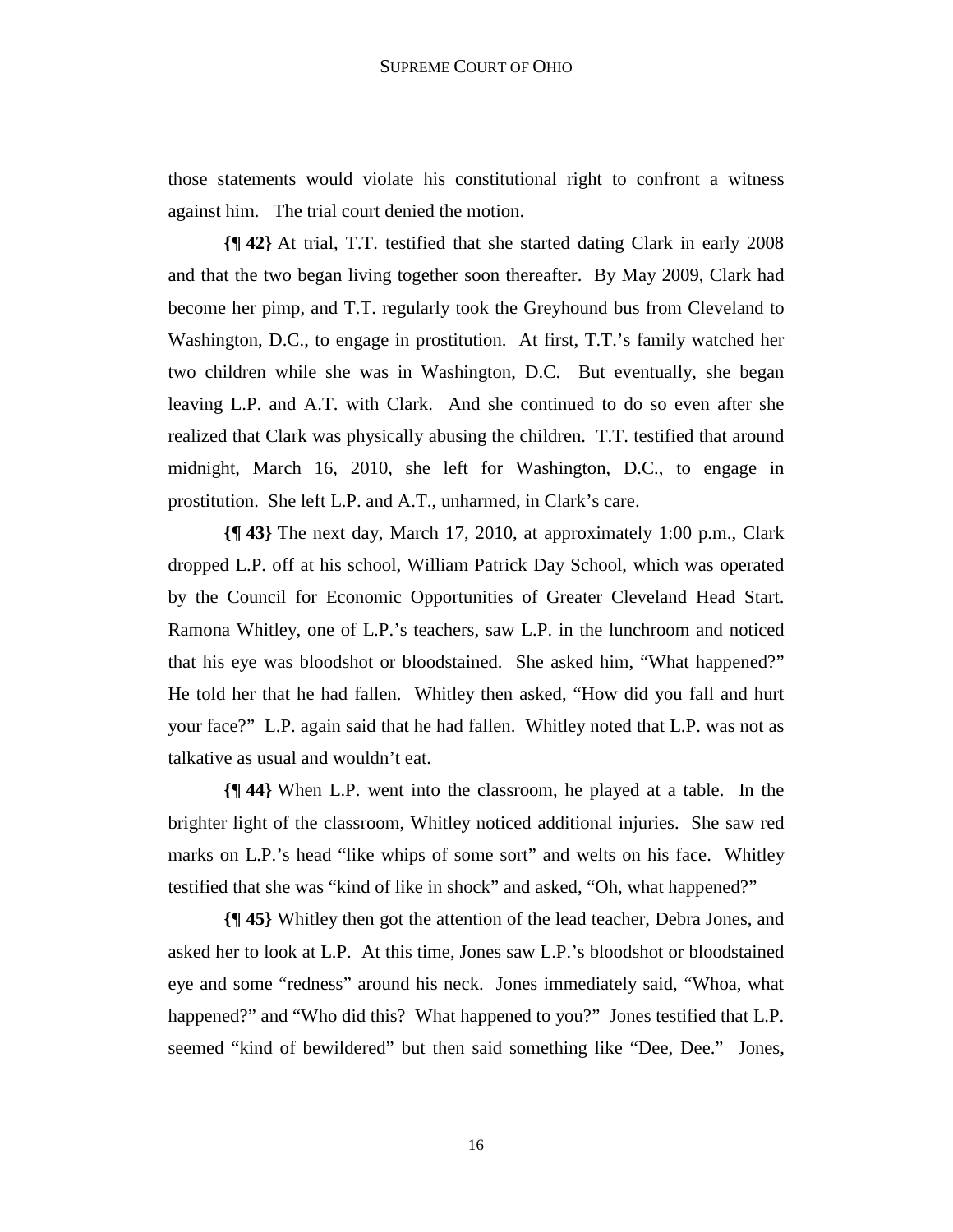those statements would violate his constitutional right to confront a witness against him. The trial court denied the motion.

**{¶ 42}** At trial, T.T. testified that she started dating Clark in early 2008 and that the two began living together soon thereafter. By May 2009, Clark had become her pimp, and T.T. regularly took the Greyhound bus from Cleveland to Washington, D.C., to engage in prostitution. At first, T.T.'s family watched her two children while she was in Washington, D.C. But eventually, she began leaving L.P. and A.T. with Clark. And she continued to do so even after she realized that Clark was physically abusing the children. T.T. testified that around midnight, March 16, 2010, she left for Washington, D.C., to engage in prostitution. She left L.P. and A.T., unharmed, in Clark's care.

**{¶ 43}** The next day, March 17, 2010, at approximately 1:00 p.m., Clark dropped L.P. off at his school, William Patrick Day School, which was operated by the Council for Economic Opportunities of Greater Cleveland Head Start. Ramona Whitley, one of L.P.'s teachers, saw L.P. in the lunchroom and noticed that his eye was bloodshot or bloodstained. She asked him, "What happened?" He told her that he had fallen. Whitley then asked, "How did you fall and hurt your face?" L.P. again said that he had fallen. Whitley noted that L.P. was not as talkative as usual and wouldn't eat.

**{¶ 44}** When L.P. went into the classroom, he played at a table. In the brighter light of the classroom, Whitley noticed additional injuries. She saw red marks on L.P.'s head "like whips of some sort" and welts on his face. Whitley testified that she was "kind of like in shock" and asked, "Oh, what happened?"

**{¶ 45}** Whitley then got the attention of the lead teacher, Debra Jones, and asked her to look at L.P. At this time, Jones saw L.P.'s bloodshot or bloodstained eye and some "redness" around his neck. Jones immediately said, "Whoa, what happened?" and "Who did this? What happened to you?" Jones testified that L.P. seemed "kind of bewildered" but then said something like "Dee, Dee." Jones,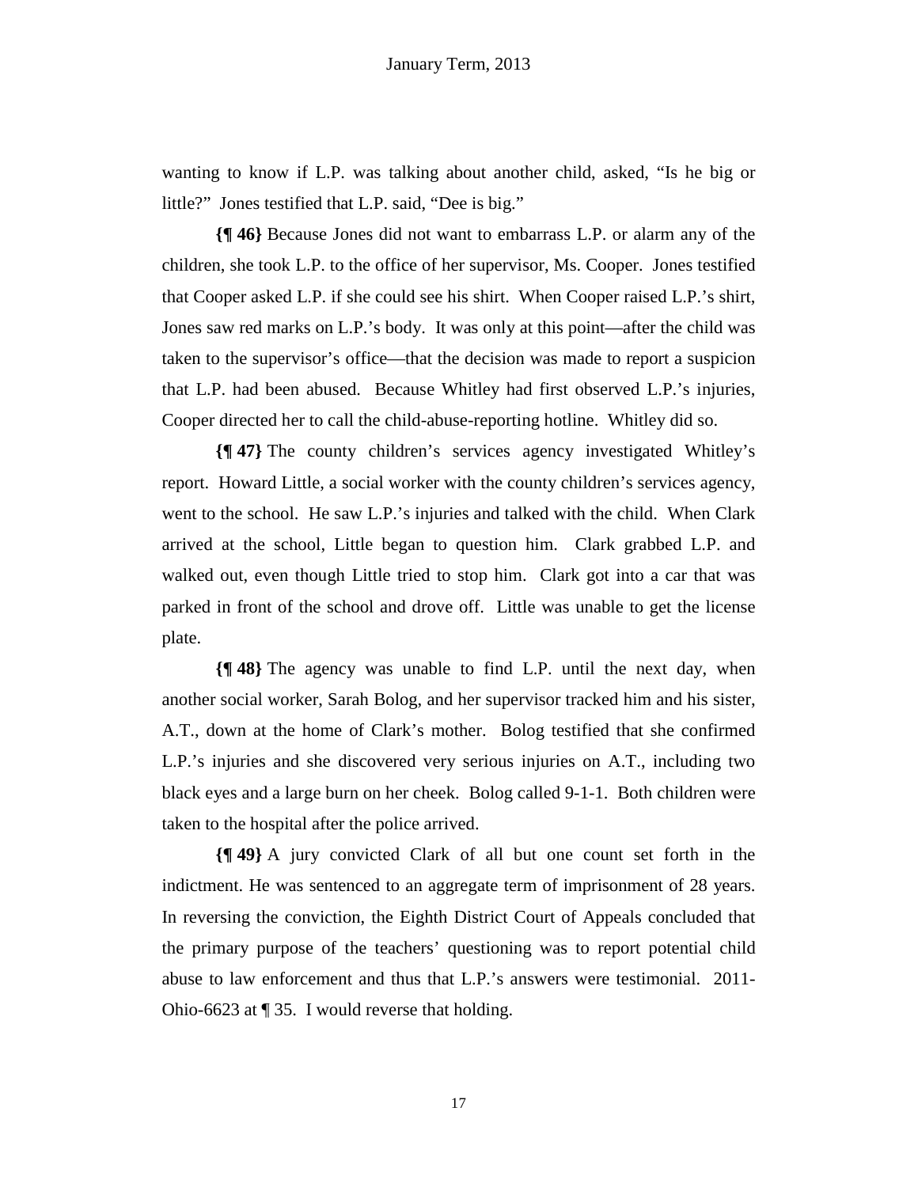wanting to know if L.P. was talking about another child, asked, "Is he big or little?" Jones testified that L.P. said, "Dee is big."

**{¶ 46}** Because Jones did not want to embarrass L.P. or alarm any of the children, she took L.P. to the office of her supervisor, Ms. Cooper. Jones testified that Cooper asked L.P. if she could see his shirt. When Cooper raised L.P.'s shirt, Jones saw red marks on L.P.'s body. It was only at this point—after the child was taken to the supervisor's office—that the decision was made to report a suspicion that L.P. had been abused. Because Whitley had first observed L.P.'s injuries, Cooper directed her to call the child-abuse-reporting hotline. Whitley did so.

**{¶ 47}** The county children's services agency investigated Whitley's report. Howard Little, a social worker with the county children's services agency, went to the school. He saw L.P.'s injuries and talked with the child. When Clark arrived at the school, Little began to question him. Clark grabbed L.P. and walked out, even though Little tried to stop him. Clark got into a car that was parked in front of the school and drove off. Little was unable to get the license plate.

**{¶ 48}** The agency was unable to find L.P. until the next day, when another social worker, Sarah Bolog, and her supervisor tracked him and his sister, A.T., down at the home of Clark's mother. Bolog testified that she confirmed L.P.'s injuries and she discovered very serious injuries on A.T., including two black eyes and a large burn on her cheek. Bolog called 9-1-1. Both children were taken to the hospital after the police arrived.

**{¶ 49}** A jury convicted Clark of all but one count set forth in the indictment. He was sentenced to an aggregate term of imprisonment of 28 years. In reversing the conviction, the Eighth District Court of Appeals concluded that the primary purpose of the teachers' questioning was to report potential child abuse to law enforcement and thus that L.P.'s answers were testimonial. 2011-Ohio-6623 at ¶ 35. I would reverse that holding.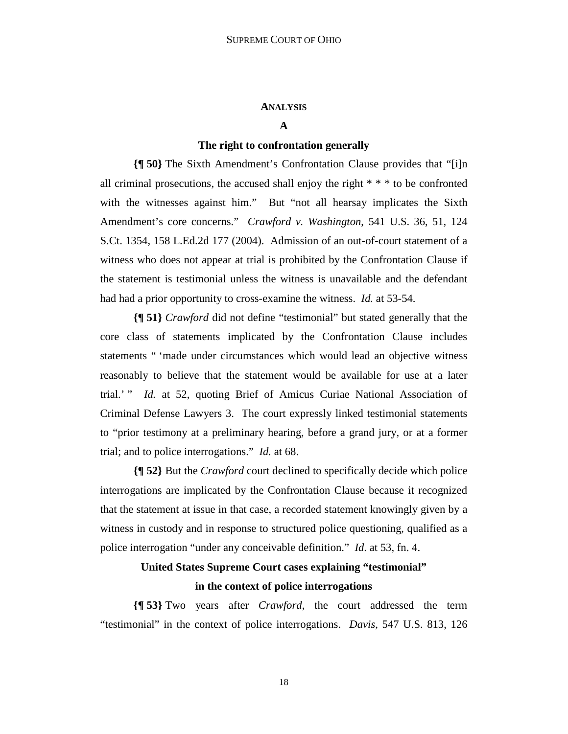## ANALYSIS

### A

### The right to confrontation generally

**{¶ 50}** The Sixth Amendment's Confrontation Clause provides that "[i]n all criminal prosecutions, the accused shall enjoy the right * * * to be confronted with the witnesses against him." But "not all hearsay implicates the Sixth Amendment's core concerns." *Crawford v. Washington*, 541 U.S. 36, 51, 124 S.Ct. 1354, 158 L.Ed.2d 177 (2004). Admission of an out-of-court statement of a witness who does not appear at trial is prohibited by the Confrontation Clause if the statement is testimonial unless the witness is unavailable and the defendant had had a prior opportunity to cross-examine the witness. *Id.* at 53-54.

**{¶ 51}** *Crawford* did not define "testimonial" but stated generally that the core class of statements implicated by the Confrontation Clause includes statements " 'made under circumstances which would lead an objective witness reasonably to believe that the statement would be available for use at a later trial.' " *Id.* at 52, quoting Brief of Amicus Curiae National Association of Criminal Defense Lawyers 3. The court expressly linked testimonial statements to "prior testimony at a preliminary hearing, before a grand jury, or at a former trial; and to police interrogations." *Id.* at 68.

**{¶ 52}** But the *Crawford* court declined to specifically decide which police interrogations are implicated by the Confrontation Clause because it recognized that the statement at issue in that case, a recorded statement knowingly given by a witness in custody and in response to structured police questioning, qualified as a police interrogation "under any conceivable definition." *Id.* at 53, fn. 4.

### United States Supreme Court cases explaining "testimonial" in the context of police interrogations

**{¶ 53}** Two years after *Crawford*, the court addressed the term "testimonial" in the context of police interrogations. *Davis*, 547 U.S. 813, 126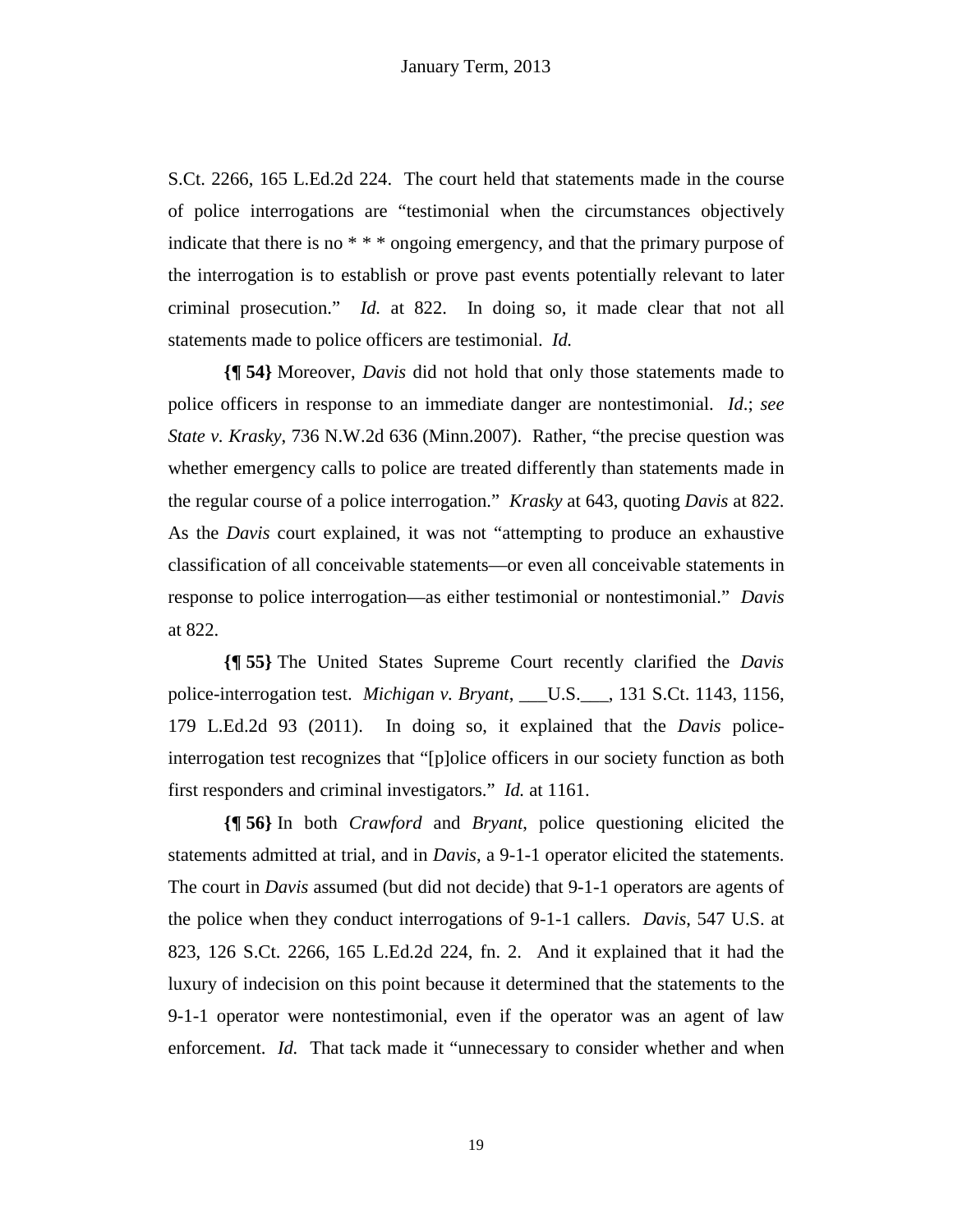S.Ct. 2266, 165 L.Ed.2d 224. The court held that statements made in the course of police interrogations are "testimonial when the circumstances objectively indicate that there is no * * * ongoing emergency, and that the primary purpose of the interrogation is to establish or prove past events potentially relevant to later criminal prosecution." *Id.* at 822. In doing so, it made clear that not all statements made to police officers are testimonial. *Id.*

**{¶ 54}** Moreover, *Davis* did not hold that only those statements made to police officers in response to an immediate danger are nontestimonial. *Id*.; *see State v. Krasky*, 736 N.W.2d 636 (Minn.2007). Rather, "the precise question was whether emergency calls to police are treated differently than statements made in the regular course of a police interrogation." *Krasky* at 643, quoting *Davis* at 822. As the *Davis* court explained, it was not "attempting to produce an exhaustive classification of all conceivable statements—or even all conceivable statements in response to police interrogation—as either testimonial or nontestimonial." *Davis* at 822.

**{¶ 55}** The United States Supreme Court recently clarified the *Davis* police-interrogation test. *Michigan v. Bryant*, ___U.S.___, 131 S.Ct. 1143, 1156, 179 L.Ed.2d 93 (2011). In doing so, it explained that the *Davis* police-interrogation test recognizes that "[p]olice officers in our society function as both first responders and criminal investigators." *Id.* at 1161.

**{¶ 56}** In both *Crawford* and *Bryant*, police questioning elicited the statements admitted at trial, and in *Davis*, a 9-1-1 operator elicited the statements. The court in *Davis* assumed (but did not decide) that 9-1-1 operators are agents of the police when they conduct interrogations of 9-1-1 callers. *Davis*, 547 U.S. at 823, 126 S.Ct. 2266, 165 L.Ed.2d 224, fn. 2. And it explained that it had the luxury of indecision on this point because it determined that the statements to the 9-1-1 operator were nontestimonial, even if the operator was an agent of law enforcement. *Id.* That tack made it "unnecessary to consider whether and when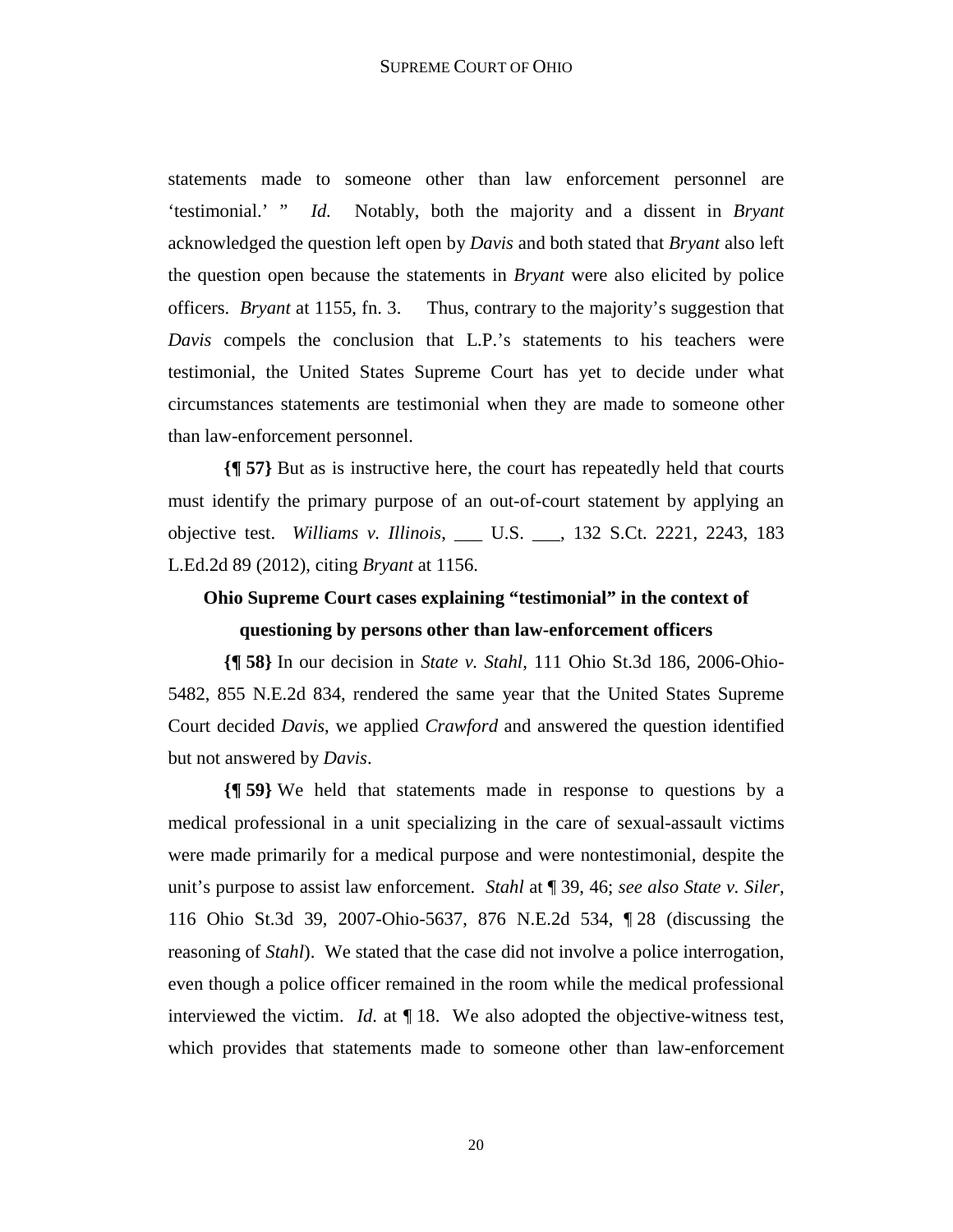statements made to someone other than law enforcement personnel are 'testimonial.' " *Id.* Notably, both the majority and a dissent in *Bryant* acknowledged the question left open by *Davis* and both stated that *Bryant* also left the question open because the statements in *Bryant* were also elicited by police officers. *Bryant* at 1155, fn. 3. Thus, contrary to the majority's suggestion that *Davis* compels the conclusion that L.P.'s statements to his teachers were testimonial, the United States Supreme Court has yet to decide under what circumstances statements are testimonial when they are made to someone other than law-enforcement personnel.

**{¶ 57}** But as is instructive here, the court has repeatedly held that courts must identify the primary purpose of an out-of-court statement by applying an objective test. *Williams v. Illinois*, ___ U.S. ___, 132 S.Ct. 2221, 2243, 183 L.Ed.2d 89 (2012), citing *Bryant* at 1156.

**Ohio Supreme Court cases explaining "testimonial" in the context of questioning by persons other than law-enforcement officers**

**{¶ 58}** In our decision in *State v. Stahl*, 111 Ohio St.3d 186, 2006-Ohio-5482, 855 N.E.2d 834, rendered the same year that the United States Supreme Court decided *Davis*, we applied *Crawford* and answered the question identified but not answered by *Davis*.

**{¶ 59}** We held that statements made in response to questions by a medical professional in a unit specializing in the care of sexual-assault victims were made primarily for a medical purpose and were nontestimonial, despite the unit's purpose to assist law enforcement. *Stahl* at ¶ 39, 46; *see also State v. Siler*, 116 Ohio St.3d 39, 2007-Ohio-5637, 876 N.E.2d 534, ¶ 28 (discussing the reasoning of *Stahl*). We stated that the case did not involve a police interrogation, even though a police officer remained in the room while the medical professional interviewed the victim. *Id.* at ¶ 18. We also adopted the objective-witness test, which provides that statements made to someone other than law-enforcement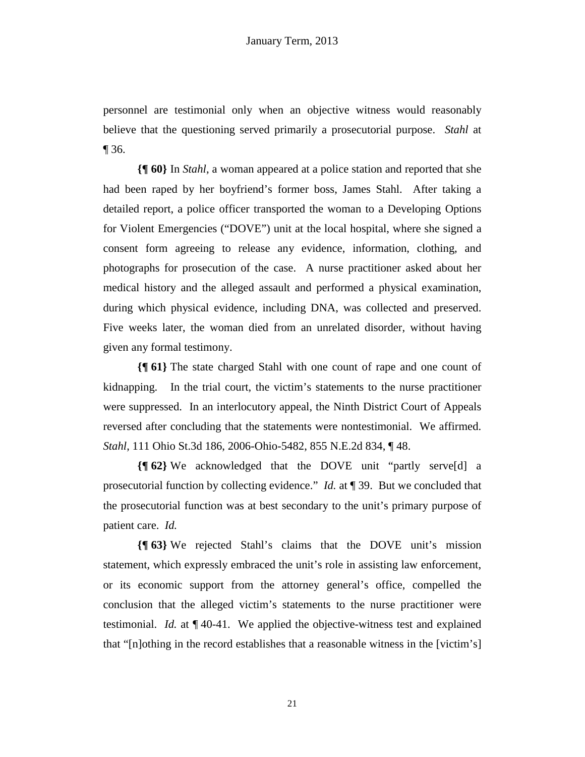personnel are testimonial only when an objective witness would reasonably believe that the questioning served primarily a prosecutorial purpose. *Stahl* at ¶ 36.

**{¶ 60}** In *Stahl*, a woman appeared at a police station and reported that she had been raped by her boyfriend's former boss, James Stahl. After taking a detailed report, a police officer transported the woman to a Developing Options for Violent Emergencies ("DOVE") unit at the local hospital, where she signed a consent form agreeing to release any evidence, information, clothing, and photographs for prosecution of the case. A nurse practitioner asked about her medical history and the alleged assault and performed a physical examination, during which physical evidence, including DNA, was collected and preserved. Five weeks later, the woman died from an unrelated disorder, without having given any formal testimony.

**{¶ 61}** The state charged Stahl with one count of rape and one count of kidnapping. In the trial court, the victim's statements to the nurse practitioner were suppressed. In an interlocutory appeal, the Ninth District Court of Appeals reversed after concluding that the statements were nontestimonial. We affirmed. *Stahl*, 111 Ohio St.3d 186, 2006-Ohio-5482, 855 N.E.2d 834, ¶ 48.

**{¶ 62}** We acknowledged that the DOVE unit "partly serve[d] a prosecutorial function by collecting evidence." *Id.* at ¶ 39. But we concluded that the prosecutorial function was at best secondary to the unit's primary purpose of patient care. *Id.*

**{¶ 63}** We rejected Stahl's claims that the DOVE unit's mission statement, which expressly embraced the unit's role in assisting law enforcement, or its economic support from the attorney general's office, compelled the conclusion that the alleged victim's statements to the nurse practitioner were testimonial. *Id.* at ¶ 40-41. We applied the objective-witness test and explained that "[n]othing in the record establishes that a reasonable witness in the [victim's]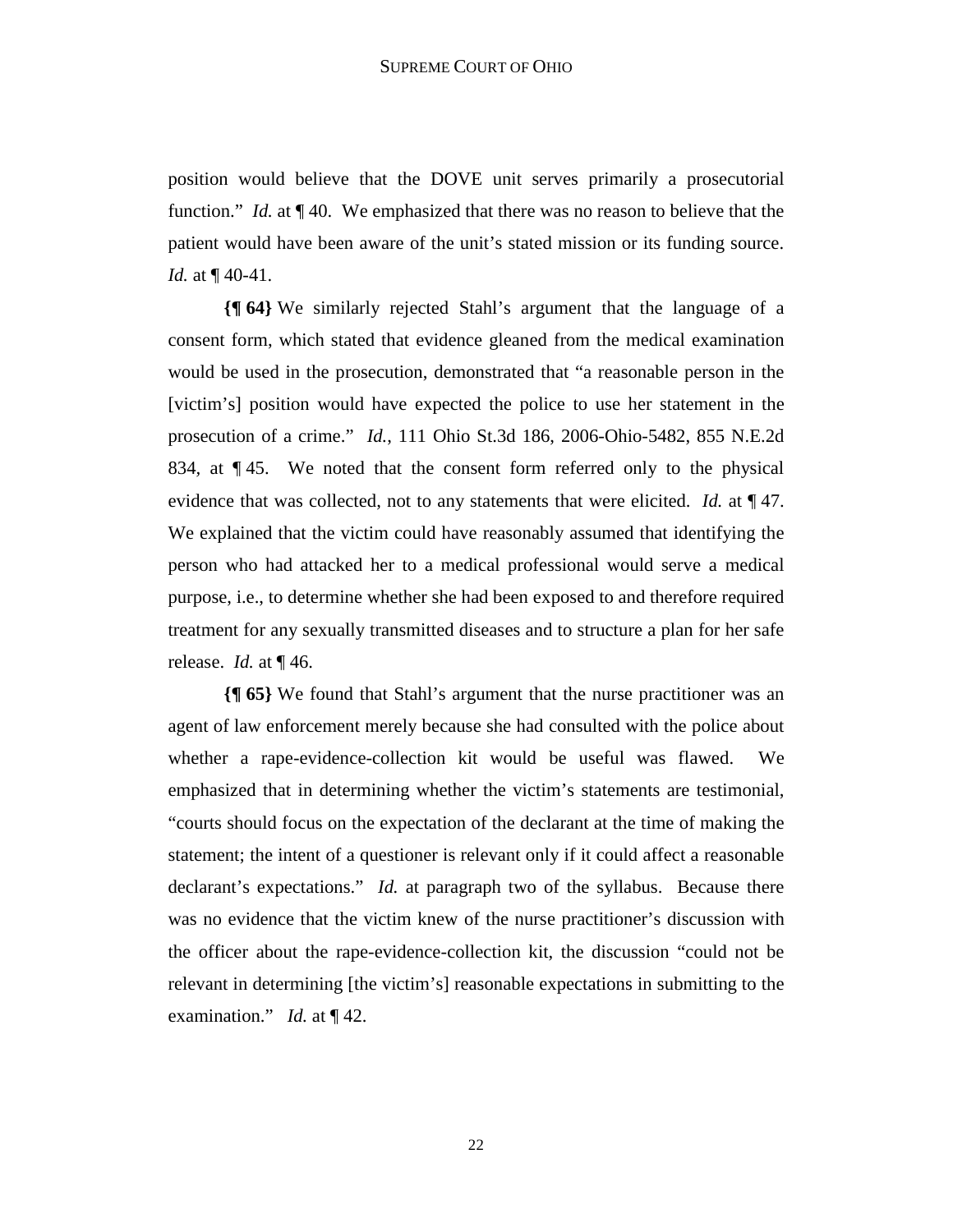position would believe that the DOVE unit serves primarily a prosecutorial function." *Id.* at ¶ 40. We emphasized that there was no reason to believe that the patient would have been aware of the unit's stated mission or its funding source. *Id.* at ¶ 40-41.

**{¶ 64}** We similarly rejected Stahl's argument that the language of a consent form, which stated that evidence gleaned from the medical examination would be used in the prosecution, demonstrated that "a reasonable person in the [victim's] position would have expected the police to use her statement in the prosecution of a crime." *Id.*, 111 Ohio St.3d 186, 2006-Ohio-5482, 855 N.E.2d 834, at ¶ 45. We noted that the consent form referred only to the physical evidence that was collected, not to any statements that were elicited. *Id.* at ¶ 47. We explained that the victim could have reasonably assumed that identifying the person who had attacked her to a medical professional would serve a medical purpose, i.e., to determine whether she had been exposed to and therefore required treatment for any sexually transmitted diseases and to structure a plan for her safe release. *Id.* at ¶ 46.

**{¶ 65}** We found that Stahl's argument that the nurse practitioner was an agent of law enforcement merely because she had consulted with the police about whether a rape-evidence-collection kit would be useful was flawed. We emphasized that in determining whether the victim's statements are testimonial, "courts should focus on the expectation of the declarant at the time of making the statement; the intent of a questioner is relevant only if it could affect a reasonable declarant's expectations." *Id.* at paragraph two of the syllabus. Because there was no evidence that the victim knew of the nurse practitioner's discussion with the officer about the rape-evidence-collection kit, the discussion "could not be relevant in determining [the victim's] reasonable expectations in submitting to the examination." *Id.* at ¶ 42.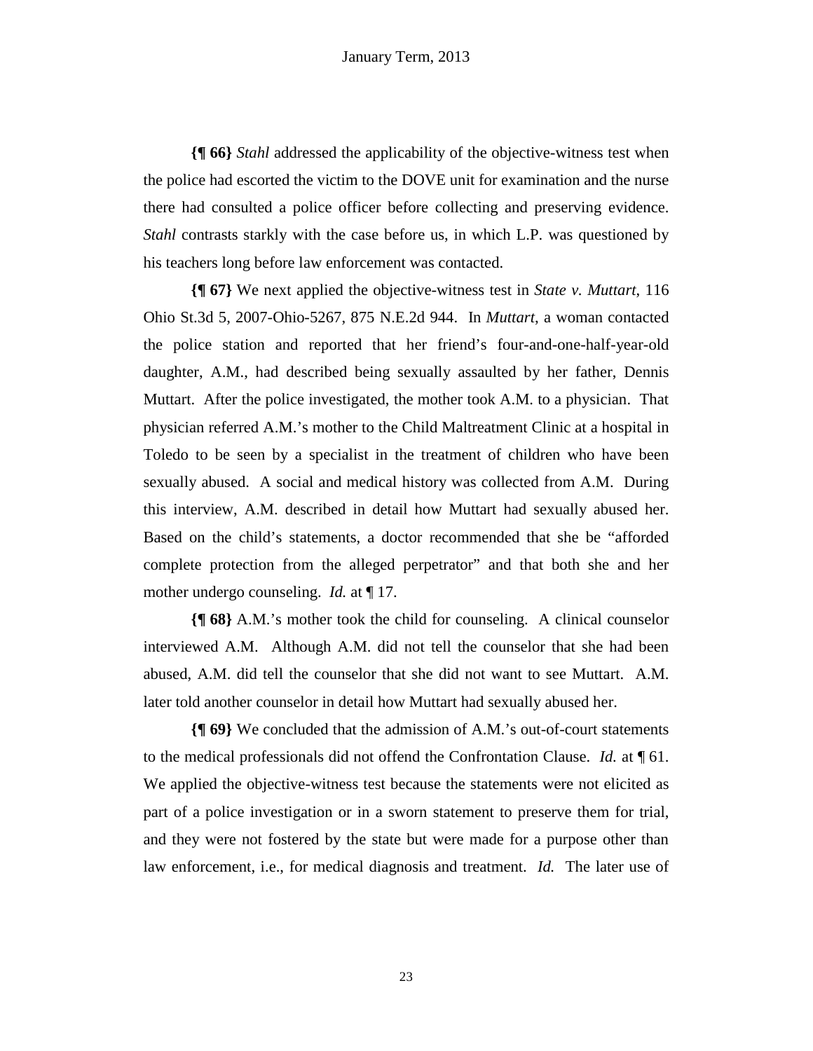**{¶ 66}** *Stahl* addressed the applicability of the objective-witness test when the police had escorted the victim to the DOVE unit for examination and the nurse there had consulted a police officer before collecting and preserving evidence. *Stahl* contrasts starkly with the case before us, in which L.P. was questioned by his teachers long before law enforcement was contacted.

**{¶ 67}** We next applied the objective-witness test in *State v. Muttart*, 116 Ohio St.3d 5, 2007-Ohio-5267, 875 N.E.2d 944. In *Muttart*, a woman contacted the police station and reported that her friend's four-and-one-half-year-old daughter, A.M., had described being sexually assaulted by her father, Dennis Muttart. After the police investigated, the mother took A.M. to a physician. That physician referred A.M.'s mother to the Child Maltreatment Clinic at a hospital in Toledo to be seen by a specialist in the treatment of children who have been sexually abused. A social and medical history was collected from A.M. During this interview, A.M. described in detail how Muttart had sexually abused her. Based on the child's statements, a doctor recommended that she be "afforded complete protection from the alleged perpetrator" and that both she and her mother undergo counseling. *Id.* at ¶ 17.

**{¶ 68}** A.M.'s mother took the child for counseling. A clinical counselor interviewed A.M. Although A.M. did not tell the counselor that she had been abused, A.M. did tell the counselor that she did not want to see Muttart. A.M. later told another counselor in detail how Muttart had sexually abused her.

**{¶ 69}** We concluded that the admission of A.M.'s out-of-court statements to the medical professionals did not offend the Confrontation Clause. *Id.* at ¶ 61. We applied the objective-witness test because the statements were not elicited as part of a police investigation or in a sworn statement to preserve them for trial, and they were not fostered by the state but were made for a purpose other than law enforcement, i.e., for medical diagnosis and treatment. *Id.* The later use of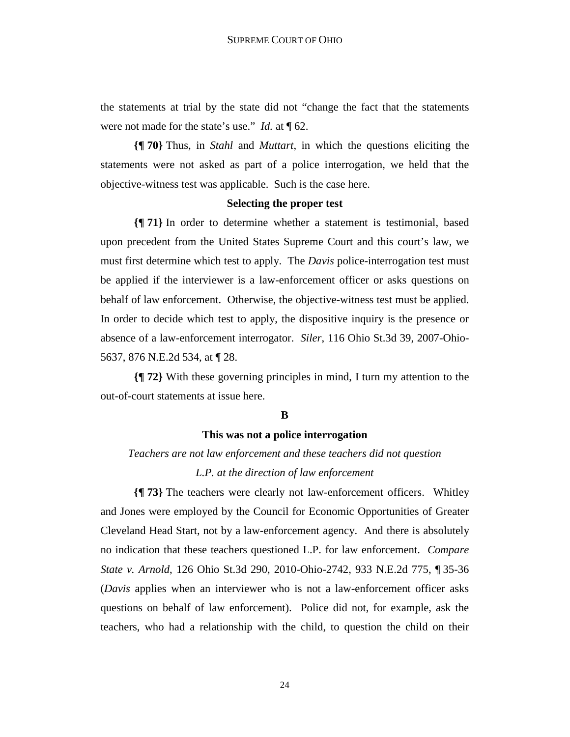the statements at trial by the state did not "change the fact that the statements were not made for the state's use." *Id.* at ¶ 62.

**{¶ 70}** Thus, in *Stahl* and *Muttart*, in which the questions eliciting the statements were not asked as part of a police interrogation, we held that the objective-witness test was applicable. Such is the case here.

**Selecting the proper test**

**{¶ 71}** In order to determine whether a statement is testimonial, based upon precedent from the United States Supreme Court and this court's law, we must first determine which test to apply. The *Davis* police-interrogation test must be applied if the interviewer is a law-enforcement officer or asks questions on behalf of law enforcement. Otherwise, the objective-witness test must be applied. In order to decide which test to apply, the dispositive inquiry is the presence or absence of a law-enforcement interrogator. *Siler*, 116 Ohio St.3d 39, 2007-Ohio-5637, 876 N.E.2d 534, at ¶ 28.

**{¶ 72}** With these governing principles in mind, I turn my attention to the out-of-court statements at issue here.

**B**

**This was not a police interrogation**

*Teachers are not law enforcement and these teachers did not question L.P. at the direction of law enforcement*

**{¶ 73}** The teachers were clearly not law-enforcement officers. Whitley and Jones were employed by the Council for Economic Opportunities of Greater Cleveland Head Start, not by a law-enforcement agency. And there is absolutely no indication that these teachers questioned L.P. for law enforcement. *Compare State v. Arnold*, 126 Ohio St.3d 290, 2010-Ohio-2742, 933 N.E.2d 775, ¶ 35-36 (*Davis* applies when an interviewer who is not a law-enforcement officer asks questions on behalf of law enforcement). Police did not, for example, ask the teachers, who had a relationship with the child, to question the child on their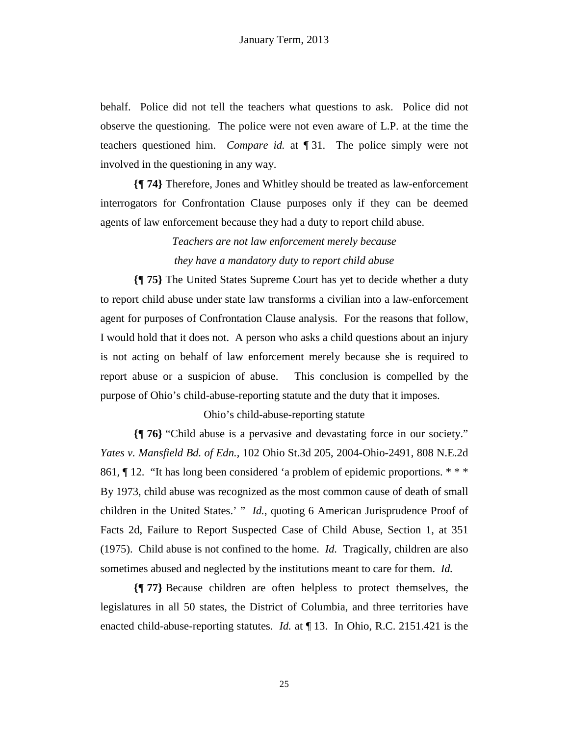behalf. Police did not tell the teachers what questions to ask. Police did not observe the questioning. The police were not even aware of L.P. at the time the teachers questioned him. *Compare id.* at ¶ 31. The police simply were not involved in the questioning in any way.

**{¶ 74}** Therefore, Jones and Whitley should be treated as law-enforcement interrogators for Confrontation Clause purposes only if they can be deemed agents of law enforcement because they had a duty to report child abuse.

*Teachers are not law enforcement merely because they have a mandatory duty to report child abuse*

**{¶ 75}** The United States Supreme Court has yet to decide whether a duty to report child abuse under state law transforms a civilian into a law-enforcement agent for purposes of Confrontation Clause analysis. For the reasons that follow, I would hold that it does not. A person who asks a child questions about an injury is not acting on behalf of law enforcement merely because she is required to report abuse or a suspicion of abuse. This conclusion is compelled by the purpose of Ohio's child-abuse-reporting statute and the duty that it imposes.

Ohio's child-abuse-reporting statute

**{¶ 76}** "Child abuse is a pervasive and devastating force in our society." *Yates v. Mansfield Bd. of Edn.,* 102 Ohio St.3d 205, 2004-Ohio-2491, 808 N.E.2d 861, ¶ 12. "It has long been considered 'a problem of epidemic proportions. * * * By 1973, child abuse was recognized as the most common cause of death of small children in the United States.' " *Id.*, quoting 6 American Jurisprudence Proof of Facts 2d, Failure to Report Suspected Case of Child Abuse, Section 1, at 351 (1975). Child abuse is not confined to the home. *Id.* Tragically, children are also sometimes abused and neglected by the institutions meant to care for them. *Id.*

**{¶ 77}** Because children are often helpless to protect themselves, the legislatures in all 50 states, the District of Columbia, and three territories have enacted child-abuse-reporting statutes. *Id.* at ¶ 13. In Ohio, R.C. 2151.421 is the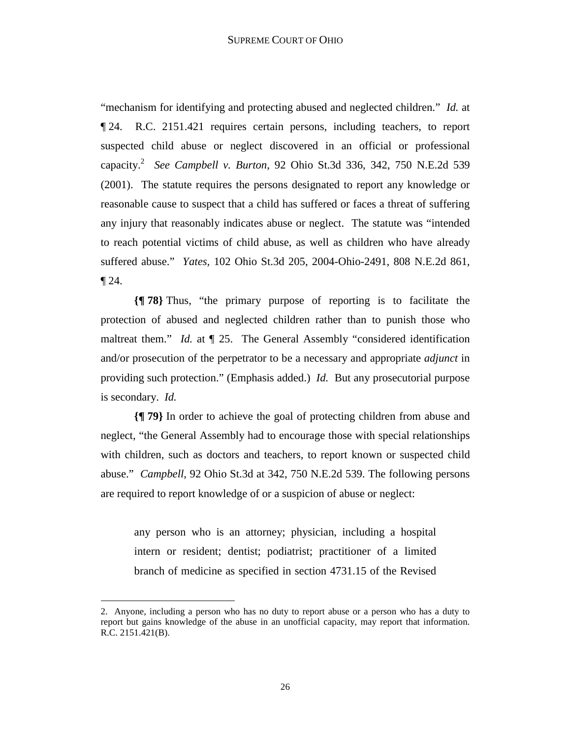"mechanism for identifying and protecting abused and neglected children." *Id.* at ¶ 24. R.C. 2151.421 requires certain persons, including teachers, to report suspected child abuse or neglect discovered in an official or professional capacity.[2] *See Campbell v. Burton*, 92 Ohio St.3d 336, 342, 750 N.E.2d 539 (2001). The statute requires the persons designated to report any knowledge or reasonable cause to suspect that a child has suffered or faces a threat of suffering any injury that reasonably indicates abuse or neglect. The statute was "intended to reach potential victims of child abuse, as well as children who have already suffered abuse." *Yates*, 102 Ohio St.3d 205, 2004-Ohio-2491, 808 N.E.2d 861, ¶ 24.

**{¶ 78}** Thus, "the primary purpose of reporting is to facilitate the protection of abused and neglected children rather than to punish those who maltreat them." *Id.* at ¶ 25. The General Assembly "considered identification and/or prosecution of the perpetrator to be a necessary and appropriate *adjunct* in providing such protection." (Emphasis added.) *Id.* But any prosecutorial purpose is secondary. *Id.*

**{¶ 79}** In order to achieve the goal of protecting children from abuse and neglect, "the General Assembly had to encourage those with special relationships with children, such as doctors and teachers, to report known or suspected child abuse." *Campbell*, 92 Ohio St.3d at 342, 750 N.E.2d 539. The following persons are required to report knowledge of or a suspicion of abuse or neglect:

> any person who is an attorney; physician, including a hospital intern or resident; dentist; podiatrist; practitioner of a limited branch of medicine as specified in section 4731.15 of the Revised

---

2. Anyone, including a person who has no duty to report abuse or a person who has a duty to report but gains knowledge of the abuse in an unofficial capacity, may report that information. R.C. 2151.421(B).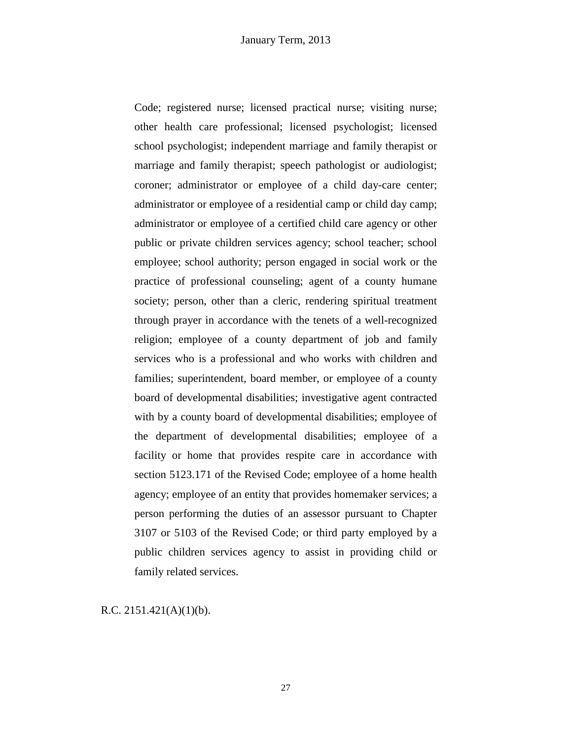> Code; registered nurse; licensed practical nurse; visiting nurse; other health care professional; licensed psychologist; licensed school psychologist; independent marriage and family therapist or marriage and family therapist; speech pathologist or audiologist; coroner; administrator or employee of a child day-care center; administrator or employee of a residential camp or child day camp; administrator or employee of a certified child care agency or other public or private children services agency; school teacher; school employee; school authority; person engaged in social work or the practice of professional counseling; agent of a county humane society; person, other than a cleric, rendering spiritual treatment through prayer in accordance with the tenets of a well-recognized religion; employee of a county department of job and family services who is a professional and who works with children and families; superintendent, board member, or employee of a county board of developmental disabilities; investigative agent contracted with by a county board of developmental disabilities; employee of the department of developmental disabilities; employee of a facility or home that provides respite care in accordance with section 5123.171 of the Revised Code; employee of a home health agency; employee of an entity that provides homemaker services; a person performing the duties of an assessor pursuant to Chapter 3107 or 5103 of the Revised Code; or third party employed by a public children services agency to assist in providing child or family related services.

R.C. 2151.421(A)(1)(b).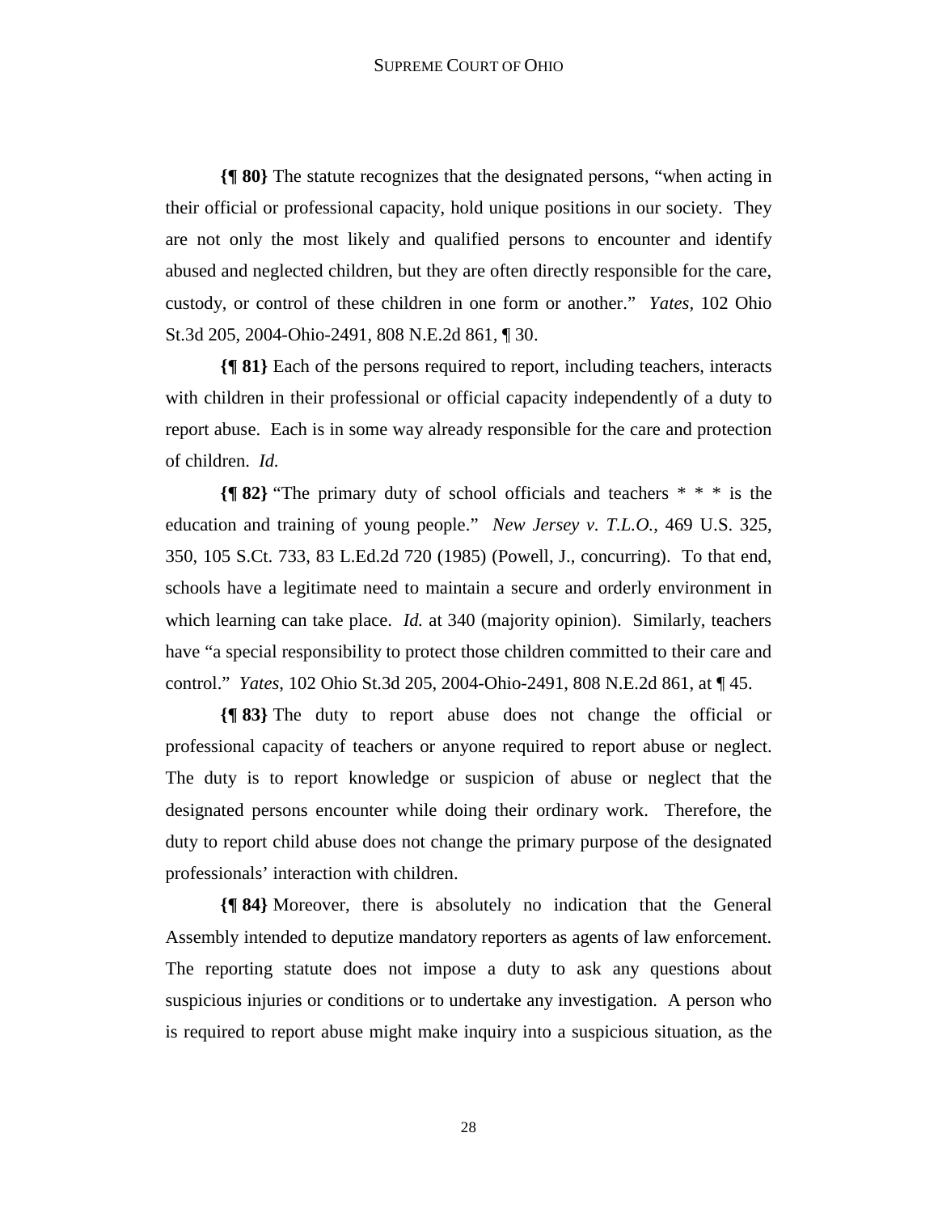**{¶ 80}** The statute recognizes that the designated persons, "when acting in their official or professional capacity, hold unique positions in our society. They are not only the most likely and qualified persons to encounter and identify abused and neglected children, but they are often directly responsible for the care, custody, or control of these children in one form or another." *Yates*, 102 Ohio St.3d 205, 2004-Ohio-2491, 808 N.E.2d 861, ¶ 30.

**{¶ 81}** Each of the persons required to report, including teachers, interacts with children in their professional or official capacity independently of a duty to report abuse. Each is in some way already responsible for the care and protection of children. *Id.*

**{¶ 82}** "The primary duty of school officials and teachers * * * is the education and training of young people." *New Jersey v. T.L.O.*, 469 U.S. 325, 350, 105 S.Ct. 733, 83 L.Ed.2d 720 (1985) (Powell, J., concurring). To that end, schools have a legitimate need to maintain a secure and orderly environment in which learning can take place. *Id.* at 340 (majority opinion). Similarly, teachers have "a special responsibility to protect those children committed to their care and control." *Yates*, 102 Ohio St.3d 205, 2004-Ohio-2491, 808 N.E.2d 861, at ¶ 45.

**{¶ 83}** The duty to report abuse does not change the official or professional capacity of teachers or anyone required to report abuse or neglect. The duty is to report knowledge or suspicion of abuse or neglect that the designated persons encounter while doing their ordinary work. Therefore, the duty to report child abuse does not change the primary purpose of the designated professionals' interaction with children.

**{¶ 84}** Moreover, there is absolutely no indication that the General Assembly intended to deputize mandatory reporters as agents of law enforcement. The reporting statute does not impose a duty to ask any questions about suspicious injuries or conditions or to undertake any investigation. A person who is required to report abuse might make inquiry into a suspicious situation, as the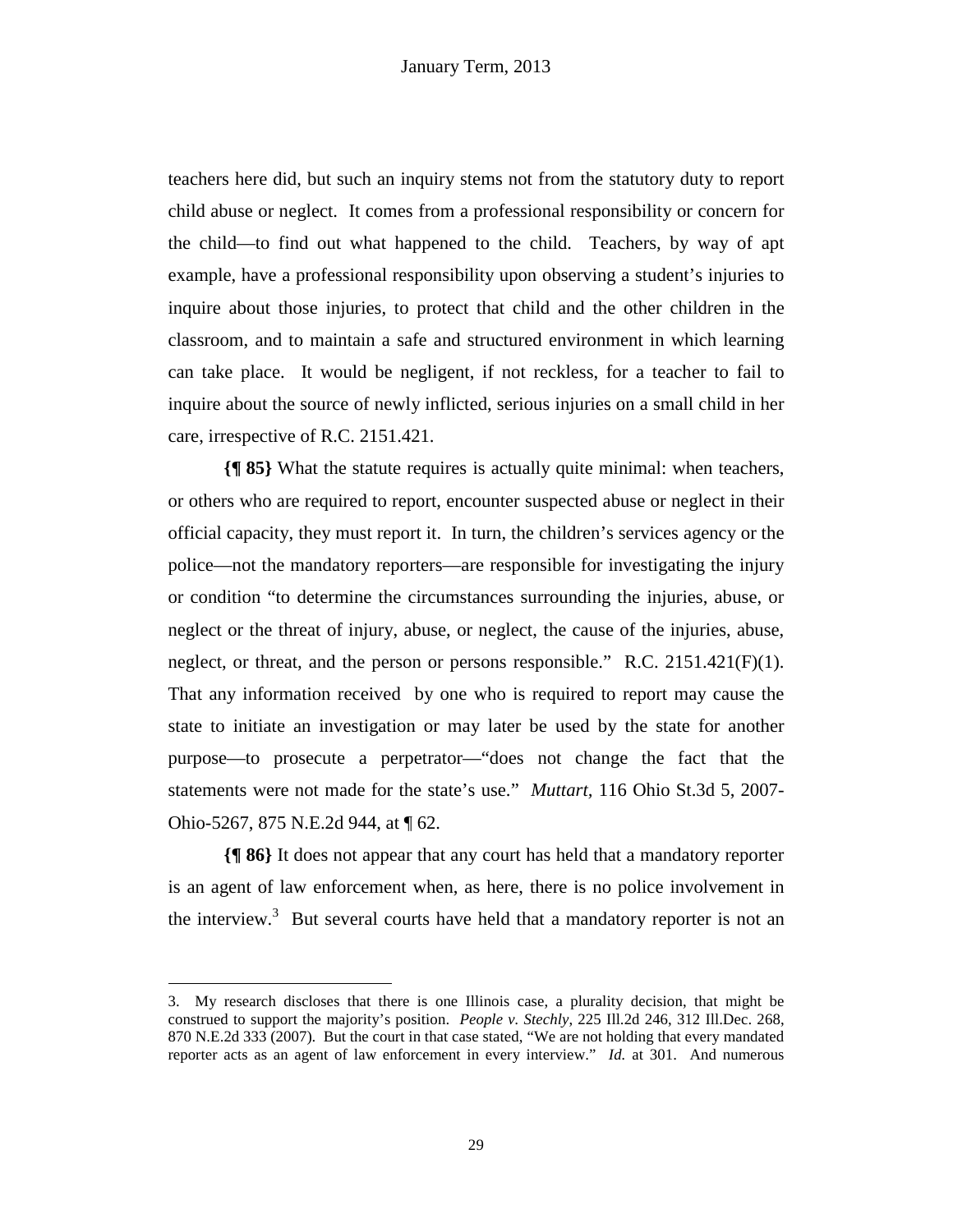teachers here did, but such an inquiry stems not from the statutory duty to report child abuse or neglect. It comes from a professional responsibility or concern for the child—to find out what happened to the child. Teachers, by way of apt example, have a professional responsibility upon observing a student's injuries to inquire about those injuries, to protect that child and the other children in the classroom, and to maintain a safe and structured environment in which learning can take place. It would be negligent, if not reckless, for a teacher to fail to inquire about the source of newly inflicted, serious injuries on a small child in her care, irrespective of R.C. 2151.421.

**{¶ 85}** What the statute requires is actually quite minimal: when teachers, or others who are required to report, encounter suspected abuse or neglect in their official capacity, they must report it. In turn, the children's services agency or the police—not the mandatory reporters—are responsible for investigating the injury or condition "to determine the circumstances surrounding the injuries, abuse, or neglect or the threat of injury, abuse, or neglect, the cause of the injuries, abuse, neglect, or threat, and the person or persons responsible." R.C. 2151.421(F)(1). That any information received by one who is required to report may cause the state to initiate an investigation or may later be used by the state for another purpose—to prosecute a perpetrator—"does not change the fact that the statements were not made for the state's use." *Muttart*, 116 Ohio St.3d 5, 2007-Ohio-5267, 875 N.E.2d 944, at ¶ 62.

**{¶ 86}** It does not appear that any court has held that a mandatory reporter is an agent of law enforcement when, as here, there is no police involvement in the interview.[3] But several courts have held that a mandatory reporter is not an

3. My research discloses that there is one Illinois case, a plurality decision, that might be construed to support the majority's position. *People v. Stechly*, 225 Ill.2d 246, 312 Ill.Dec. 268, 870 N.E.2d 333 (2007). But the court in that case stated, "We are not holding that every mandated reporter acts as an agent of law enforcement in every interview." *Id.* at 301. And numerous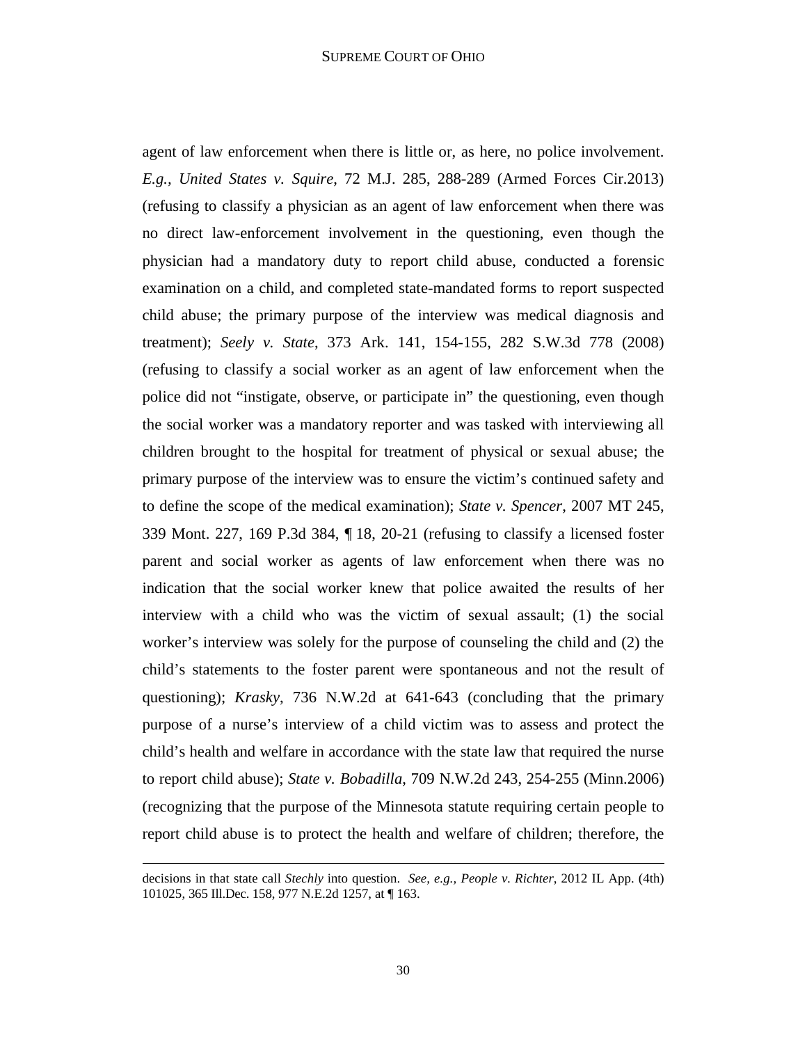agent of law enforcement when there is little or, as here, no police involvement. *E.g., United States v. Squire*, 72 M.J. 285, 288-289 (Armed Forces Cir.2013) (refusing to classify a physician as an agent of law enforcement when there was no direct law-enforcement involvement in the questioning, even though the physician had a mandatory duty to report child abuse, conducted a forensic examination on a child, and completed state-mandated forms to report suspected child abuse; the primary purpose of the interview was medical diagnosis and treatment); *Seely v. State*, 373 Ark. 141, 154-155, 282 S.W.3d 778 (2008) (refusing to classify a social worker as an agent of law enforcement when the police did not "instigate, observe, or participate in" the questioning, even though the social worker was a mandatory reporter and was tasked with interviewing all children brought to the hospital for treatment of physical or sexual abuse; the primary purpose of the interview was to ensure the victim's continued safety and to define the scope of the medical examination); *State v. Spencer*, 2007 MT 245, 339 Mont. 227, 169 P.3d 384, ¶ 18, 20-21 (refusing to classify a licensed foster parent and social worker as agents of law enforcement when there was no indication that the social worker knew that police awaited the results of her interview with a child who was the victim of sexual assault; (1) the social worker's interview was solely for the purpose of counseling the child and (2) the child's statements to the foster parent were spontaneous and not the result of questioning); *Krasky*, 736 N.W.2d at 641-643 (concluding that the primary purpose of a nurse's interview of a child victim was to assess and protect the child's health and welfare in accordance with the state law that required the nurse to report child abuse); *State v. Bobadilla*, 709 N.W.2d 243, 254-255 (Minn.2006) (recognizing that the purpose of the Minnesota statute requiring certain people to report child abuse is to protect the health and welfare of children; therefore, the

---

decisions in that state call *Stechly* into question. *See, e.g., People v. Richter*, 2012 IL App. (4th) 101025, 365 Ill.Dec. 158, 977 N.E.2d 1257, at ¶ 163.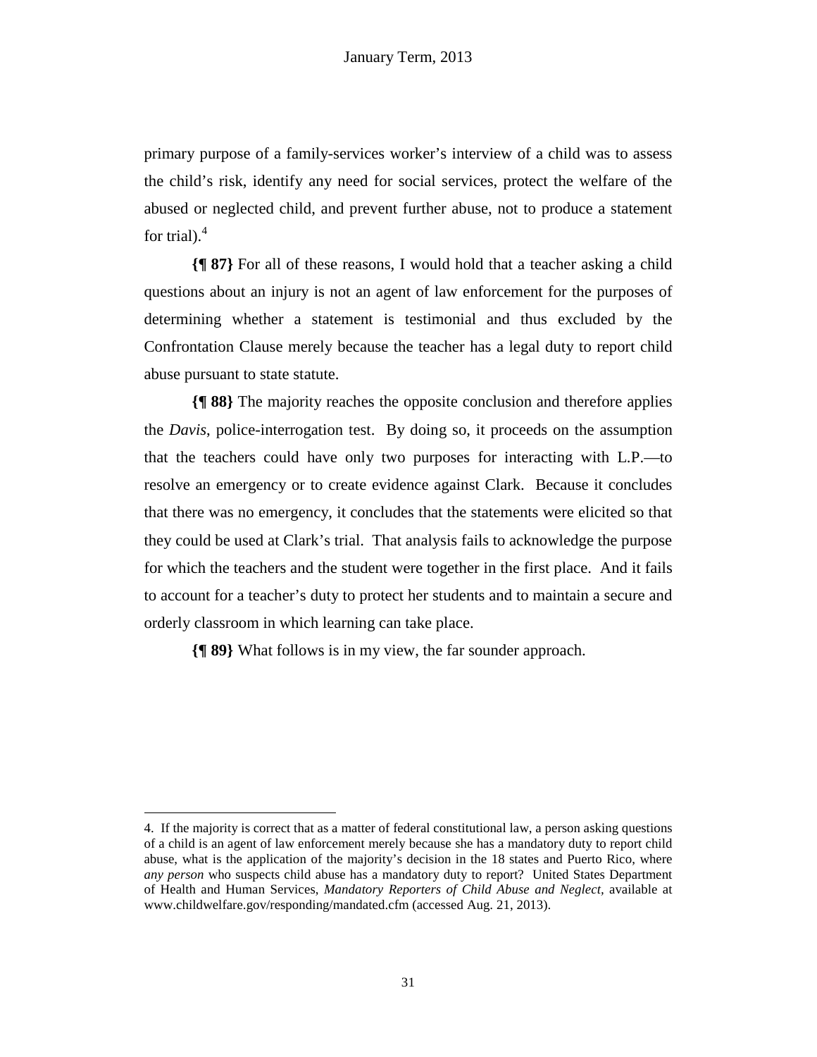primary purpose of a family-services worker's interview of a child was to assess the child's risk, identify any need for social services, protect the welfare of the abused or neglected child, and prevent further abuse, not to produce a statement for trial).[4]

**{¶ 87}** For all of these reasons, I would hold that a teacher asking a child questions about an injury is not an agent of law enforcement for the purposes of determining whether a statement is testimonial and thus excluded by the Confrontation Clause merely because the teacher has a legal duty to report child abuse pursuant to state statute.

**{¶ 88}** The majority reaches the opposite conclusion and therefore applies the *Davis*, police-interrogation test. By doing so, it proceeds on the assumption that the teachers could have only two purposes for interacting with L.P.—to resolve an emergency or to create evidence against Clark. Because it concludes that there was no emergency, it concludes that the statements were elicited so that they could be used at Clark's trial. That analysis fails to acknowledge the purpose for which the teachers and the student were together in the first place. And it fails to account for a teacher's duty to protect her students and to maintain a secure and orderly classroom in which learning can take place.

**{¶ 89}** What follows is in my view, the far sounder approach.

---

4. If the majority is correct that as a matter of federal constitutional law, a person asking questions of a child is an agent of law enforcement merely because she has a mandatory duty to report child abuse, what is the application of the majority's decision in the 18 states and Puerto Rico, where *any person* who suspects child abuse has a mandatory duty to report? United States Department of Health and Human Services, *Mandatory Reporters of Child Abuse and Neglect*, available at www.childwelfare.gov/responding/mandated.cfm (accessed Aug. 21, 2013).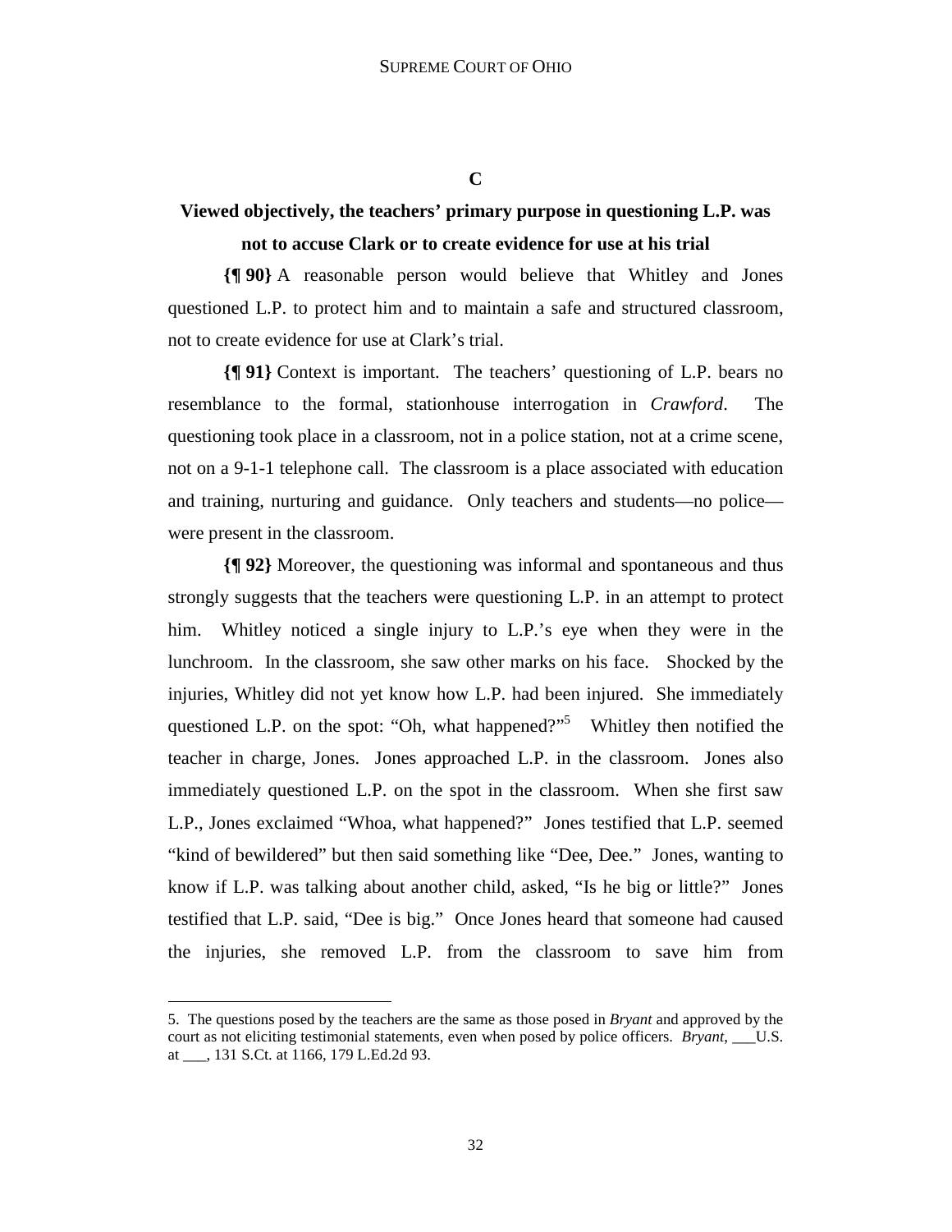## C

### Viewed objectively, the teachers' primary purpose in questioning L.P. was not to accuse Clark or to create evidence for use at his trial

**{¶ 90}** A reasonable person would believe that Whitley and Jones questioned L.P. to protect him and to maintain a safe and structured classroom, not to create evidence for use at Clark's trial.

**{¶ 91}** Context is important. The teachers' questioning of L.P. bears no resemblance to the formal, stationhouse interrogation in *Crawford*. The questioning took place in a classroom, not in a police station, not at a crime scene, not on a 9-1-1 telephone call. The classroom is a place associated with education and training, nurturing and guidance. Only teachers and students—no police—were present in the classroom.

**{¶ 92}** Moreover, the questioning was informal and spontaneous and thus strongly suggests that the teachers were questioning L.P. in an attempt to protect him. Whitley noticed a single injury to L.P.'s eye when they were in the lunchroom. In the classroom, she saw other marks on his face. Shocked by the injuries, Whitley did not yet know how L.P. had been injured. She immediately questioned L.P. on the spot: "Oh, what happened?"[5] Whitley then notified the teacher in charge, Jones. Jones approached L.P. in the classroom. Jones also immediately questioned L.P. on the spot in the classroom. When she first saw L.P., Jones exclaimed "Whoa, what happened?" Jones testified that L.P. seemed "kind of bewildered" but then said something like "Dee, Dee." Jones, wanting to know if L.P. was talking about another child, asked, "Is he big or little?" Jones testified that L.P. said, "Dee is big." Once Jones heard that someone had caused the injuries, she removed L.P. from the classroom to save him from

---

5. The questions posed by the teachers are the same as those posed in *Bryant* and approved by the court as not eliciting testimonial statements, even when posed by police officers. *Bryant*, ___U.S. at ___, 131 S.Ct. at 1166, 179 L.Ed.2d 93.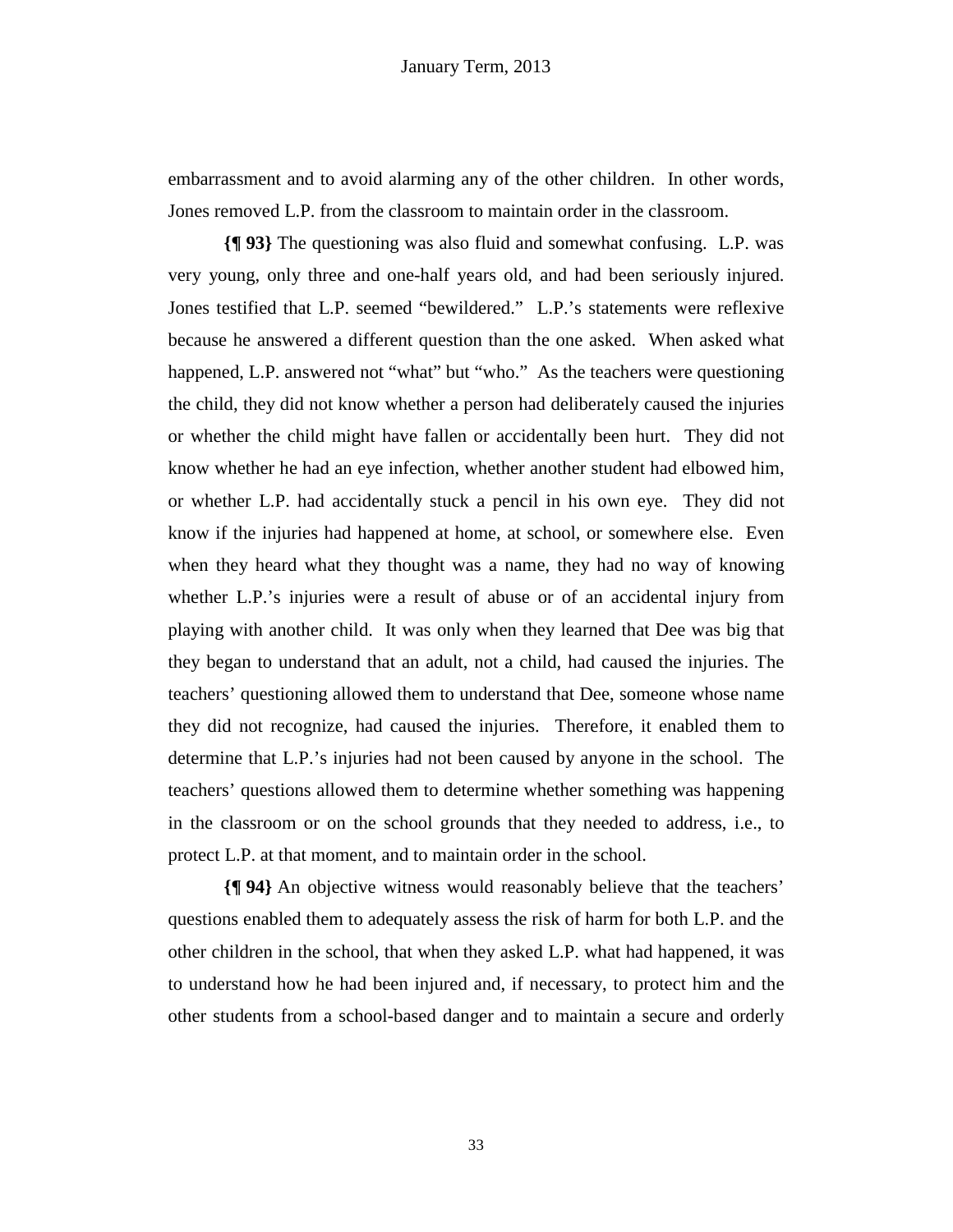embarrassment and to avoid alarming any of the other children. In other words, Jones removed L.P. from the classroom to maintain order in the classroom.

**{¶ 93}** The questioning was also fluid and somewhat confusing. L.P. was very young, only three and one-half years old, and had been seriously injured. Jones testified that L.P. seemed "bewildered." L.P.'s statements were reflexive because he answered a different question than the one asked. When asked what happened, L.P. answered not "what" but "who." As the teachers were questioning the child, they did not know whether a person had deliberately caused the injuries or whether the child might have fallen or accidentally been hurt. They did not know whether he had an eye infection, whether another student had elbowed him, or whether L.P. had accidentally stuck a pencil in his own eye. They did not know if the injuries had happened at home, at school, or somewhere else. Even when they heard what they thought was a name, they had no way of knowing whether L.P.'s injuries were a result of abuse or of an accidental injury from playing with another child. It was only when they learned that Dee was big that they began to understand that an adult, not a child, had caused the injuries. The teachers' questioning allowed them to understand that Dee, someone whose name they did not recognize, had caused the injuries. Therefore, it enabled them to determine that L.P.'s injuries had not been caused by anyone in the school. The teachers' questions allowed them to determine whether something was happening in the classroom or on the school grounds that they needed to address, i.e., to protect L.P. at that moment, and to maintain order in the school.

**{¶ 94}** An objective witness would reasonably believe that the teachers' questions enabled them to adequately assess the risk of harm for both L.P. and the other children in the school, that when they asked L.P. what had happened, it was to understand how he had been injured and, if necessary, to protect him and the other students from a school-based danger and to maintain a secure and orderly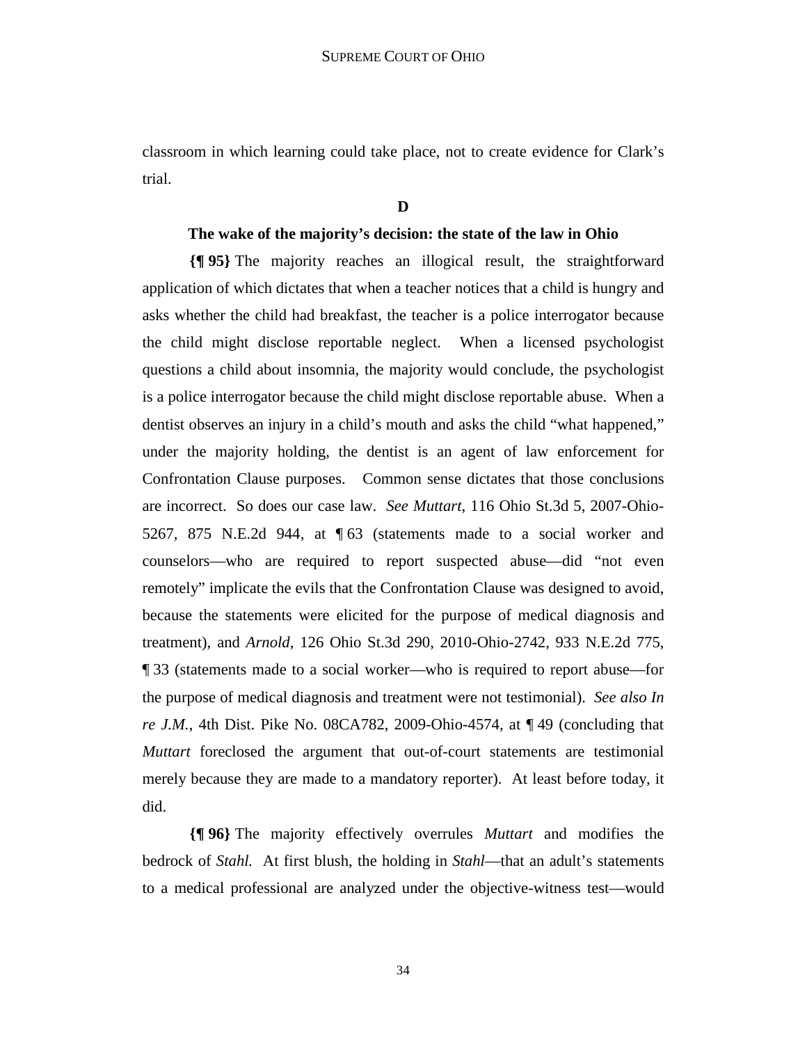classroom in which learning could take place, not to create evidence for Clark's trial.

### D

### The wake of the majority's decision: the state of the law in Ohio

**{¶ 95}** The majority reaches an illogical result, the straightforward application of which dictates that when a teacher notices that a child is hungry and asks whether the child had breakfast, the teacher is a police interrogator because the child might disclose reportable neglect. When a licensed psychologist questions a child about insomnia, the majority would conclude, the psychologist is a police interrogator because the child might disclose reportable abuse. When a dentist observes an injury in a child's mouth and asks the child "what happened," under the majority holding, the dentist is an agent of law enforcement for Confrontation Clause purposes. Common sense dictates that those conclusions are incorrect. So does our case law. *See Muttart*, 116 Ohio St.3d 5, 2007-Ohio-5267, 875 N.E.2d 944, at ¶ 63 (statements made to a social worker and counselors—who are required to report suspected abuse—did "not even remotely" implicate the evils that the Confrontation Clause was designed to avoid, because the statements were elicited for the purpose of medical diagnosis and treatment), and *Arnold*, 126 Ohio St.3d 290, 2010-Ohio-2742, 933 N.E.2d 775, ¶ 33 (statements made to a social worker—who is required to report abuse—for the purpose of medical diagnosis and treatment were not testimonial). *See also In re J.M.*, 4th Dist. Pike No. 08CA782, 2009-Ohio-4574, at ¶ 49 (concluding that *Muttart* foreclosed the argument that out-of-court statements are testimonial merely because they are made to a mandatory reporter). At least before today, it did.

**{¶ 96}** The majority effectively overrules *Muttart* and modifies the bedrock of *Stahl.* At first blush, the holding in *Stahl*—that an adult's statements to a medical professional are analyzed under the objective-witness test—would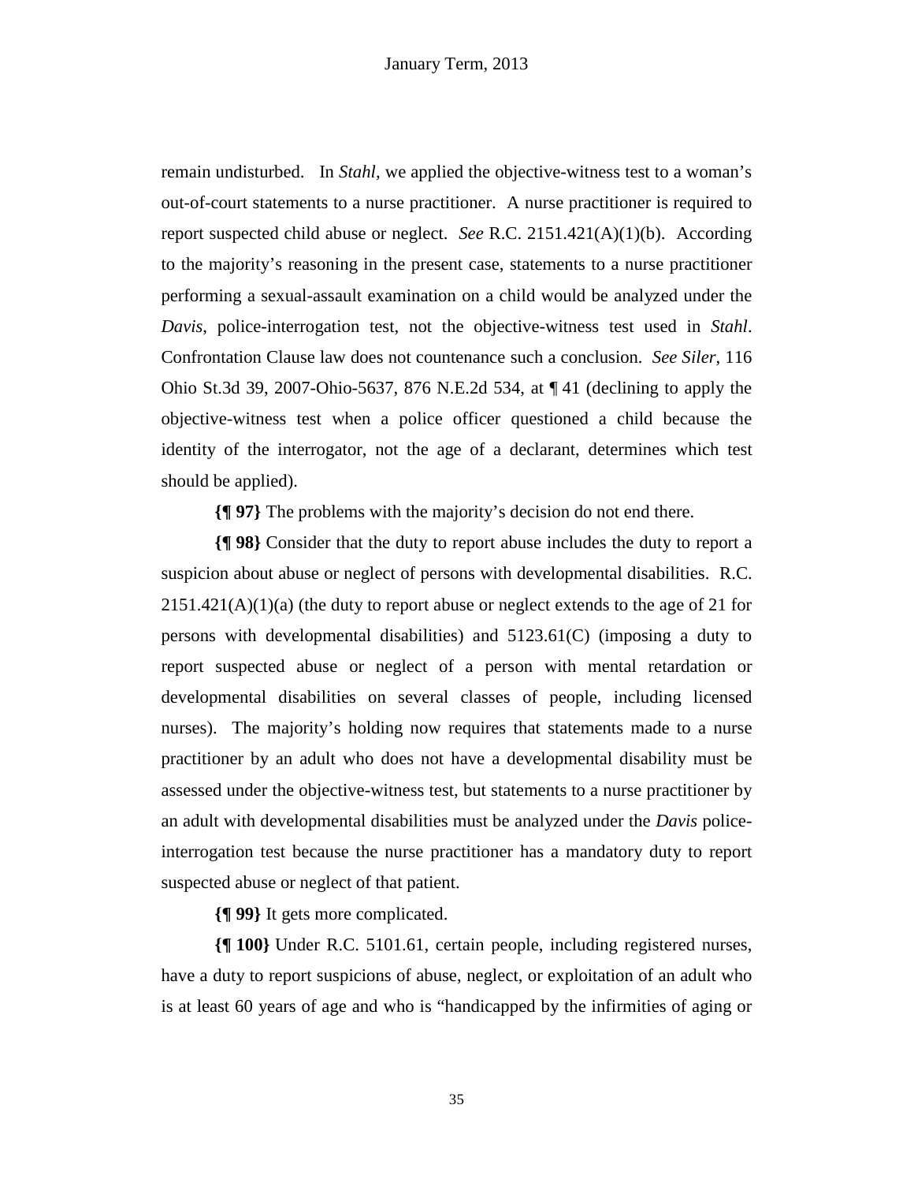remain undisturbed. In *Stahl,* we applied the objective-witness test to a woman's out-of-court statements to a nurse practitioner. A nurse practitioner is required to report suspected child abuse or neglect. *See* R.C. 2151.421(A)(1)(b). According to the majority's reasoning in the present case, statements to a nurse practitioner performing a sexual-assault examination on a child would be analyzed under the *Davis*, police-interrogation test, not the objective-witness test used in *Stahl*. Confrontation Clause law does not countenance such a conclusion. *See Siler*, 116 Ohio St.3d 39, 2007-Ohio-5637, 876 N.E.2d 534, at ¶ 41 (declining to apply the objective-witness test when a police officer questioned a child because the identity of the interrogator, not the age of a declarant, determines which test should be applied).

**{¶ 97}** The problems with the majority's decision do not end there.

**{¶ 98}** Consider that the duty to report abuse includes the duty to report a suspicion about abuse or neglect of persons with developmental disabilities. R.C. 2151.421(A)(1)(a) (the duty to report abuse or neglect extends to the age of 21 for persons with developmental disabilities) and 5123.61(C) (imposing a duty to report suspected abuse or neglect of a person with mental retardation or developmental disabilities on several classes of people, including licensed nurses). The majority's holding now requires that statements made to a nurse practitioner by an adult who does not have a developmental disability must be assessed under the objective-witness test, but statements to a nurse practitioner by an adult with developmental disabilities must be analyzed under the *Davis* police-interrogation test because the nurse practitioner has a mandatory duty to report suspected abuse or neglect of that patient.

**{¶ 99}** It gets more complicated.

**{¶ 100}** Under R.C. 5101.61, certain people, including registered nurses, have a duty to report suspicions of abuse, neglect, or exploitation of an adult who is at least 60 years of age and who is "handicapped by the infirmities of aging or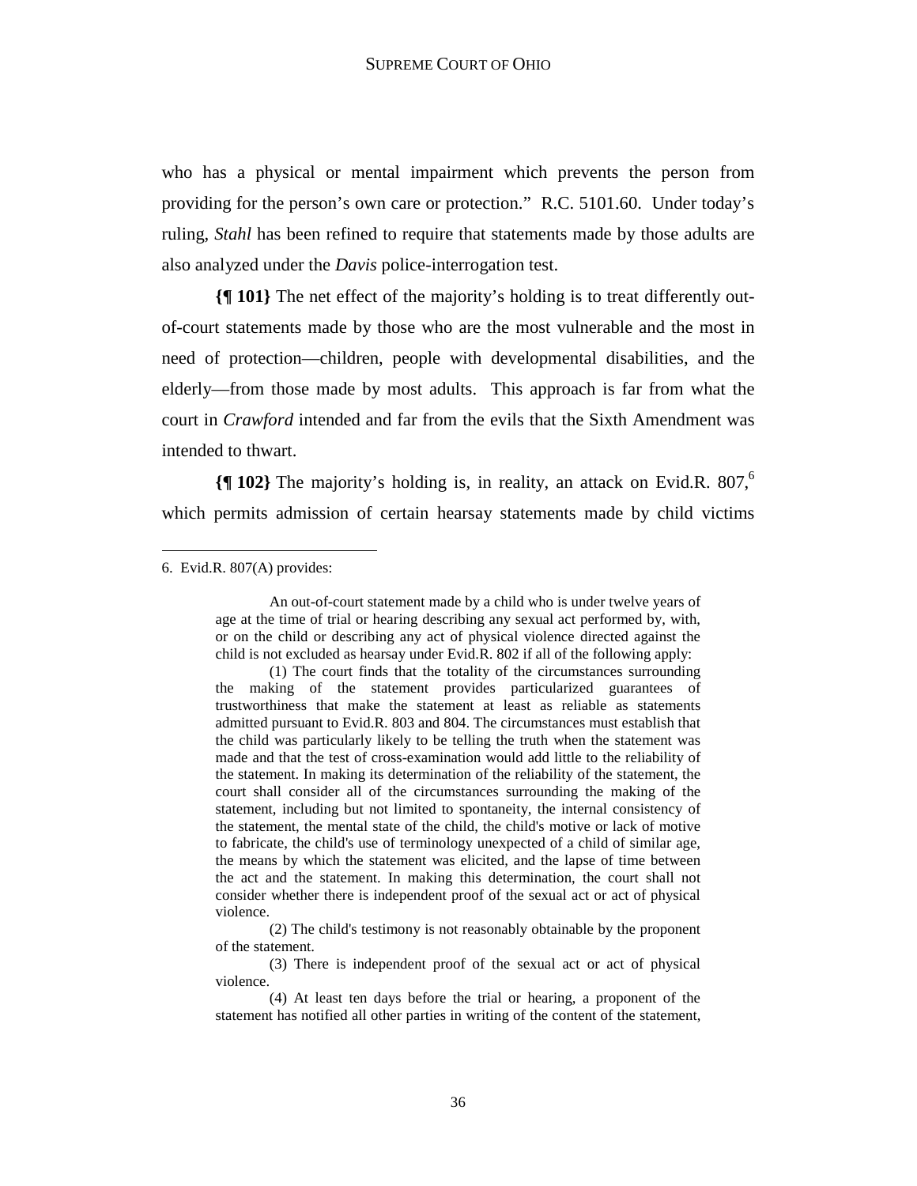who has a physical or mental impairment which prevents the person from providing for the person's own care or protection." R.C. 5101.60. Under today's ruling, *Stahl* has been refined to require that statements made by those adults are also analyzed under the *Davis* police-interrogation test.

**{¶ 101}** The net effect of the majority's holding is to treat differently out-of-court statements made by those who are the most vulnerable and the most in need of protection—children, people with developmental disabilities, and the elderly—from those made by most adults. This approach is far from what the court in *Crawford* intended and far from the evils that the Sixth Amendment was intended to thwart.

**{¶ 102}** The majority's holding is, in reality, an attack on Evid.R. 807,[6] which permits admission of certain hearsay statements made by child victims

---

6. Evid.R. 807(A) provides:

> An out-of-court statement made by a child who is under twelve years of age at the time of trial or hearing describing any sexual act performed by, with, or on the child or describing any act of physical violence directed against the child is not excluded as hearsay under Evid.R. 802 if all of the following apply:
>
> (1) The court finds that the totality of the circumstances surrounding the making of the statement provides particularized guarantees of trustworthiness that make the statement at least as reliable as statements admitted pursuant to Evid.R. 803 and 804. The circumstances must establish that the child was particularly likely to be telling the truth when the statement was made and that the test of cross-examination would add little to the reliability of the statement. In making its determination of the reliability of the statement, the court shall consider all of the circumstances surrounding the making of the statement, including but not limited to spontaneity, the internal consistency of the statement, the mental state of the child, the child's motive or lack of motive to fabricate, the child's use of terminology unexpected of a child of similar age, the means by which the statement was elicited, and the lapse of time between the act and the statement. In making this determination, the court shall not consider whether there is independent proof of the sexual act or act of physical violence.
>
> (2) The child's testimony is not reasonably obtainable by the proponent of the statement.
>
> (3) There is independent proof of the sexual act or act of physical violence.
>
> (4) At least ten days before the trial or hearing, a proponent of the statement has notified all other parties in writing of the content of the statement,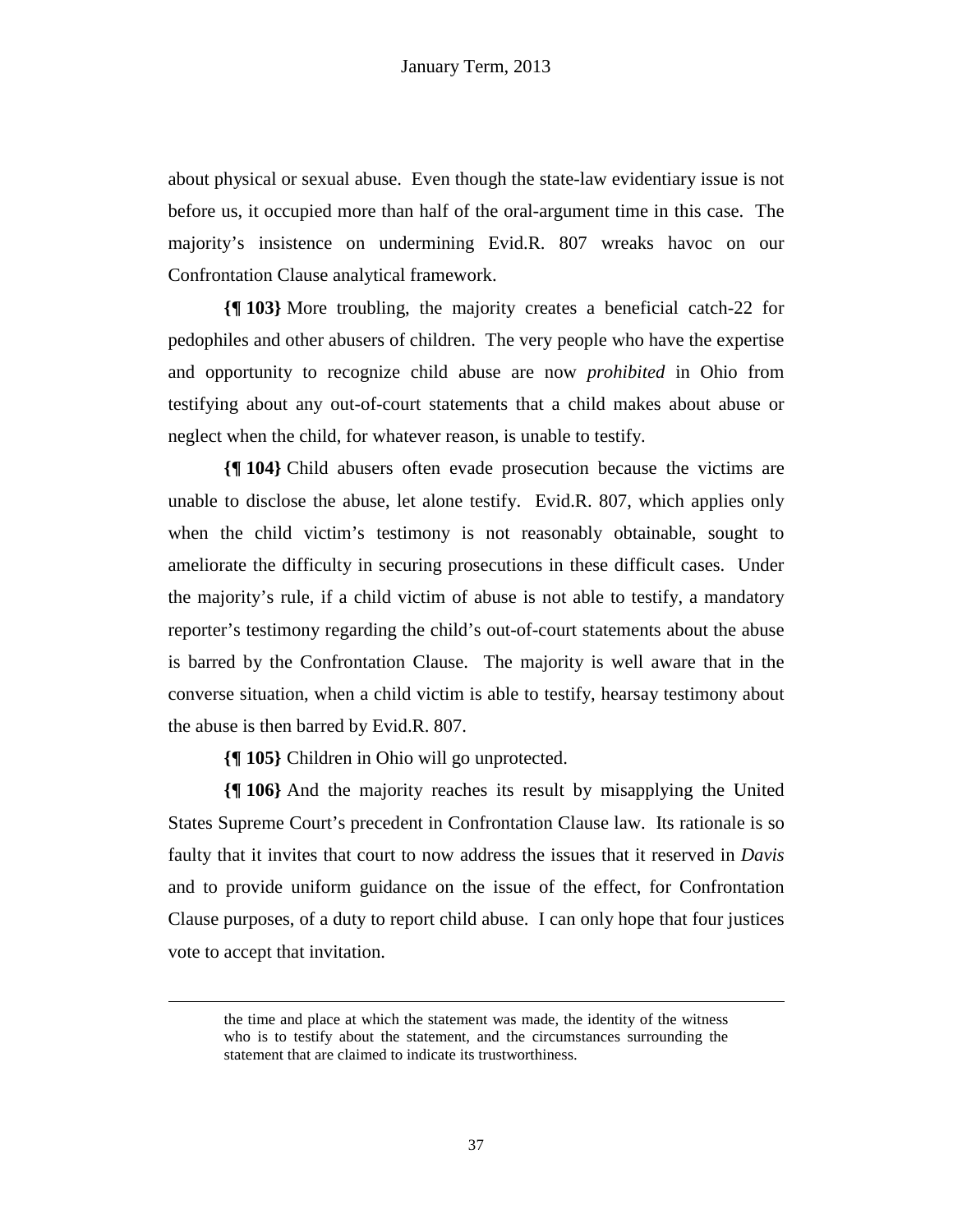about physical or sexual abuse. Even though the state-law evidentiary issue is not before us, it occupied more than half of the oral-argument time in this case. The majority's insistence on undermining Evid.R. 807 wreaks havoc on our Confrontation Clause analytical framework.

**{¶ 103}** More troubling, the majority creates a beneficial catch-22 for pedophiles and other abusers of children. The very people who have the expertise and opportunity to recognize child abuse are now *prohibited* in Ohio from testifying about any out-of-court statements that a child makes about abuse or neglect when the child, for whatever reason, is unable to testify.

**{¶ 104}** Child abusers often evade prosecution because the victims are unable to disclose the abuse, let alone testify. Evid.R. 807, which applies only when the child victim's testimony is not reasonably obtainable, sought to ameliorate the difficulty in securing prosecutions in these difficult cases. Under the majority's rule, if a child victim of abuse is not able to testify, a mandatory reporter's testimony regarding the child's out-of-court statements about the abuse is barred by the Confrontation Clause. The majority is well aware that in the converse situation, when a child victim is able to testify, hearsay testimony about the abuse is then barred by Evid.R. 807.

**{¶ 105}** Children in Ohio will go unprotected.

**{¶ 106}** And the majority reaches its result by misapplying the United States Supreme Court's precedent in Confrontation Clause law. Its rationale is so faulty that it invites that court to now address the issues that it reserved in *Davis* and to provide uniform guidance on the issue of the effect, for Confrontation Clause purposes, of a duty to report child abuse. I can only hope that four justices vote to accept that invitation.

---

the time and place at which the statement was made, the identity of the witness who is to testify about the statement, and the circumstances surrounding the statement that are claimed to indicate its trustworthiness.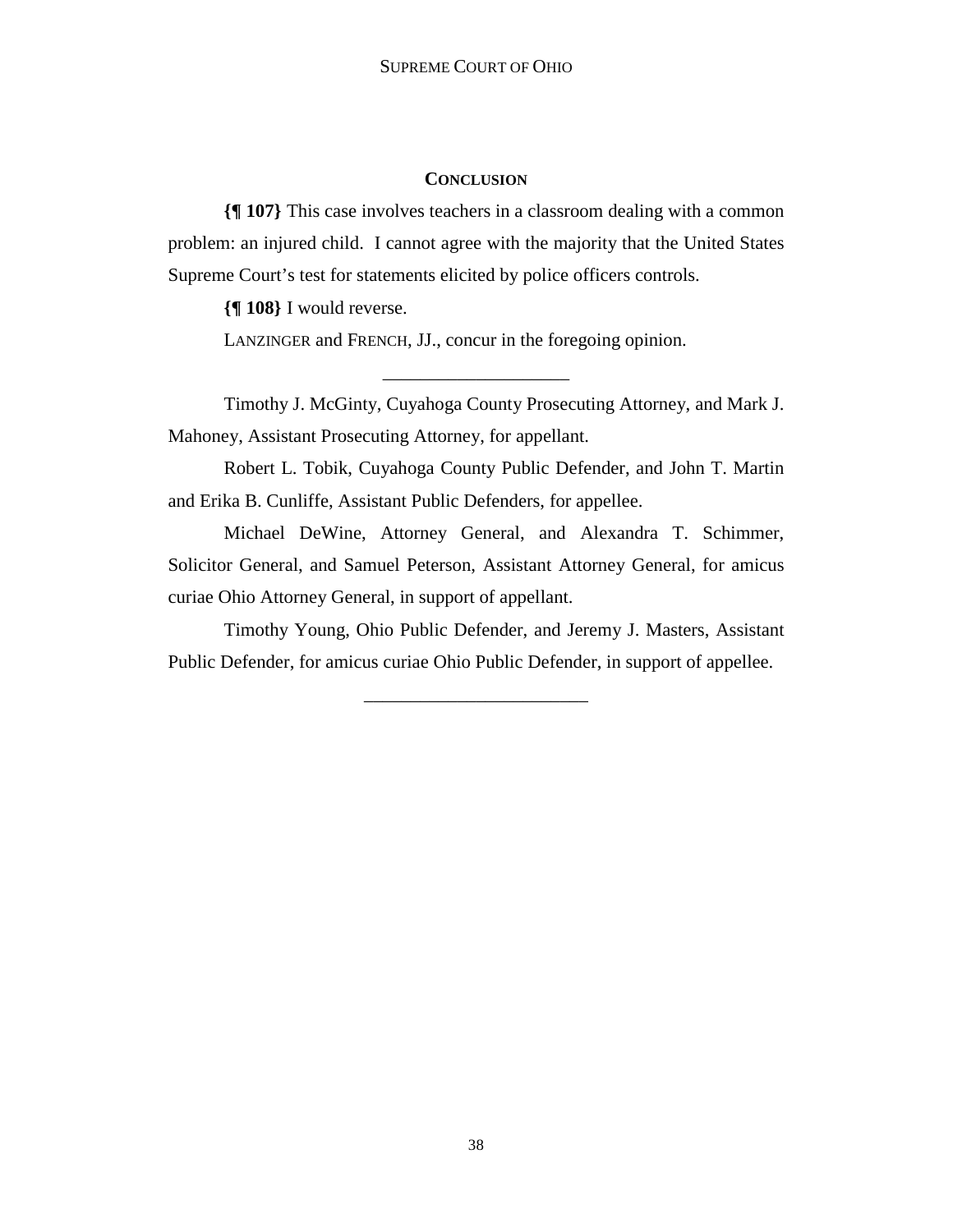## CONCLUSION

**{¶ 107}** This case involves teachers in a classroom dealing with a common problem: an injured child. I cannot agree with the majority that the United States Supreme Court's test for statements elicited by police officers controls.

**{¶ 108}** I would reverse.

LANZINGER and FRENCH, JJ., concur in the foregoing opinion.

---

Timothy J. McGinty, Cuyahoga County Prosecuting Attorney, and Mark J. Mahoney, Assistant Prosecuting Attorney, for appellant.

Robert L. Tobik, Cuyahoga County Public Defender, and John T. Martin and Erika B. Cunliffe, Assistant Public Defenders, for appellee.

Michael DeWine, Attorney General, and Alexandra T. Schimmer, Solicitor General, and Samuel Peterson, Assistant Attorney General, for amicus curiae Ohio Attorney General, in support of appellant.

Timothy Young, Ohio Public Defender, and Jeremy J. Masters, Assistant Public Defender, for amicus curiae Ohio Public Defender, in support of appellee.

---